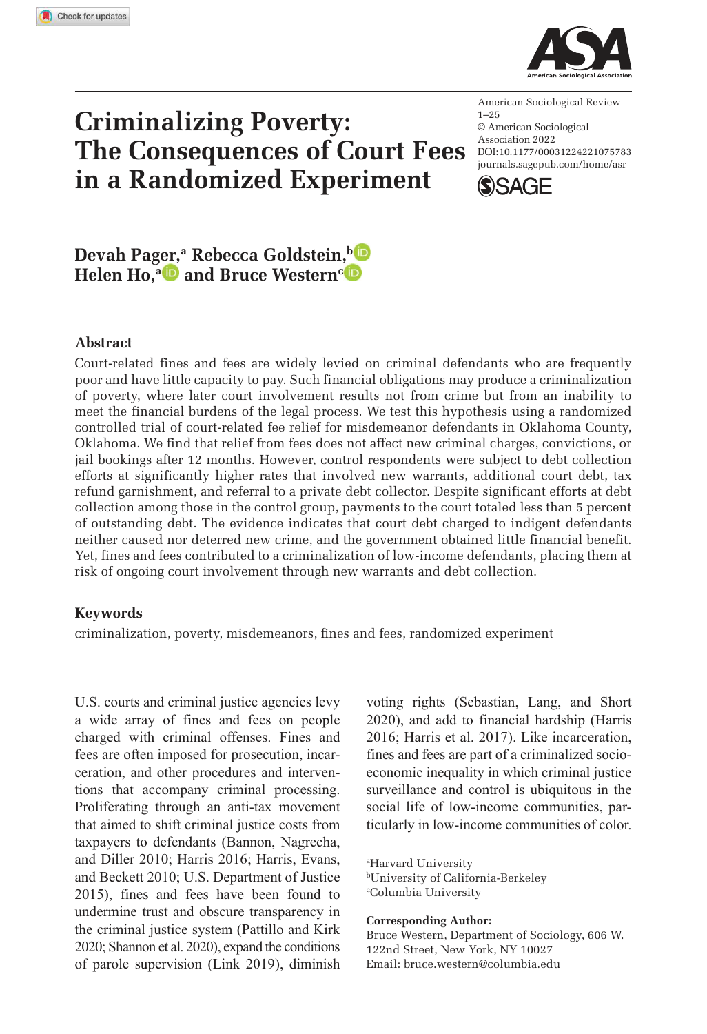# Criminalizing Poverty: The Consequences of Court Fees in a Randomized Experiment

American Sociological Review
1–25
© American Sociological Association 2022
DOI:10.1177/00031224221075783
journals.sagepub.com/home/asr

**Devah Pager,[a] Rebecca Goldstein,[b] Helen Ho,[a] and Bruce Western[c]**

## Abstract

Court-related fines and fees are widely levied on criminal defendants who are frequently poor and have little capacity to pay. Such financial obligations may produce a criminalization of poverty, where later court involvement results not from crime but from an inability to meet the financial burdens of the legal process. We test this hypothesis using a randomized controlled trial of court-related fee relief for misdemeanor defendants in Oklahoma County, Oklahoma. We find that relief from fees does not affect new criminal charges, convictions, or jail bookings after 12 months. However, control respondents were subject to debt collection efforts at significantly higher rates that involved new warrants, additional court debt, tax refund garnishment, and referral to a private debt collector. Despite significant efforts at debt collection among those in the control group, payments to the court totaled less than 5 percent of outstanding debt. The evidence indicates that court debt charged to indigent defendants neither caused nor deterred new crime, and the government obtained little financial benefit. Yet, fines and fees contributed to a criminalization of low-income defendants, placing them at risk of ongoing court involvement through new warrants and debt collection.

### Keywords

criminalization, poverty, misdemeanors, fines and fees, randomized experiment

U.S. courts and criminal justice agencies levy a wide array of fines and fees on people charged with criminal offenses. Fines and fees are often imposed for prosecution, incarceration, and other procedures and interventions that accompany criminal processing. Proliferating through an anti-tax movement that aimed to shift criminal justice costs from taxpayers to defendants (Bannon, Nagrecha, and Diller 2010; Harris 2016; Harris, Evans, and Beckett 2010; U.S. Department of Justice 2015), fines and fees have been found to undermine trust and obscure transparency in the criminal justice system (Pattillo and Kirk 2020; Shannon et al. 2020), expand the conditions of parole supervision (Link 2019), diminish voting rights (Sebastian, Lang, and Short 2020), and add to financial hardship (Harris 2016; Harris et al. 2017). Like incarceration, fines and fees are part of a criminalized socioeconomic inequality in which criminal justice surveillance and control is ubiquitous in the social life of low-income communities, particularly in low-income communities of color.

[a]Harvard University
[b]University of California-Berkeley
[c]Columbia University

**Corresponding Author:**
Bruce Western, Department of Sociology, 606 W. 122nd Street, New York, NY 10027
Email: bruce.western@columbia.edu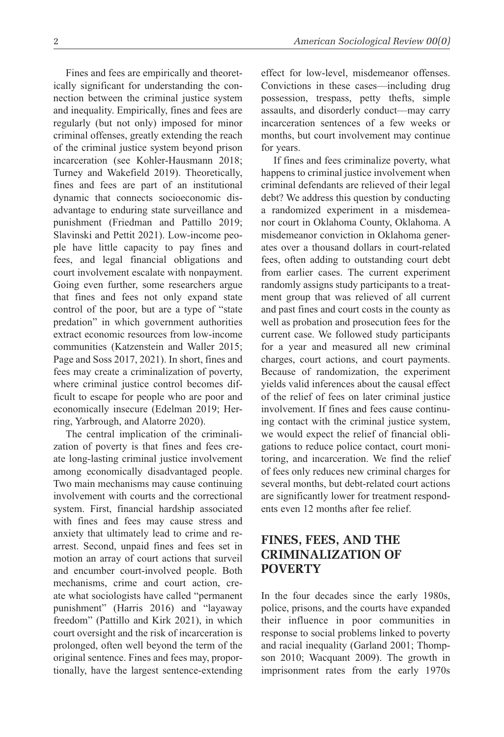Fines and fees are empirically and theoretically significant for understanding the connection between the criminal justice system and inequality. Empirically, fines and fees are regularly (but not only) imposed for minor criminal offenses, greatly extending the reach of the criminal justice system beyond prison incarceration (see Kohler-Hausmann 2018; Turney and Wakefield 2019). Theoretically, fines and fees are part of an institutional dynamic that connects socioeconomic disadvantage to enduring state surveillance and punishment (Friedman and Pattillo 2019; Slavinski and Pettit 2021). Low-income people have little capacity to pay fines and fees, and legal financial obligations and court involvement escalate with nonpayment. Going even further, some researchers argue that fines and fees not only expand state control of the poor, but are a type of "state predation" in which government authorities extract economic resources from low-income communities (Katzenstein and Waller 2015; Page and Soss 2017, 2021). In short, fines and fees may create a criminalization of poverty, where criminal justice control becomes difficult to escape for people who are poor and economically insecure (Edelman 2019; Herring, Yarbrough, and Alatorre 2020).

The central implication of the criminalization of poverty is that fines and fees create long-lasting criminal justice involvement among economically disadvantaged people. Two main mechanisms may cause continuing involvement with courts and the correctional system. First, financial hardship associated with fines and fees may cause stress and anxiety that ultimately lead to crime and rearrest. Second, unpaid fines and fees set in motion an array of court actions that surveil and encumber court-involved people. Both mechanisms, crime and court action, create what sociologists have called "permanent punishment" (Harris 2016) and "layaway freedom" (Pattillo and Kirk 2021), in which court oversight and the risk of incarceration is prolonged, often well beyond the term of the original sentence. Fines and fees may, proportionally, have the largest sentence-extending effect for low-level, misdemeanor offenses. Convictions in these cases—including drug possession, trespass, petty thefts, simple assaults, and disorderly conduct—may carry incarceration sentences of a few weeks or months, but court involvement may continue for years.

If fines and fees criminalize poverty, what happens to criminal justice involvement when criminal defendants are relieved of their legal debt? We address this question by conducting a randomized experiment in a misdemeanor court in Oklahoma County, Oklahoma. A misdemeanor conviction in Oklahoma generates over a thousand dollars in court-related fees, often adding to outstanding court debt from earlier cases. The current experiment randomly assigns study participants to a treatment group that was relieved of all current and past fines and court costs in the county as well as probation and prosecution fees for the current case. We followed study participants for a year and measured all new criminal charges, court actions, and court payments. Because of randomization, the experiment yields valid inferences about the causal effect of the relief of fees on later criminal justice involvement. If fines and fees cause continuing contact with the criminal justice system, we would expect the relief of financial obligations to reduce police contact, court monitoring, and incarceration. We find the relief of fees only reduces new criminal charges for several months, but debt-related court actions are significantly lower for treatment respondents even 12 months after fee relief.

## FINES, FEES, AND THE CRIMINALIZATION OF POVERTY

In the four decades since the early 1980s, police, prisons, and the courts have expanded their influence in poor communities in response to social problems linked to poverty and racial inequality (Garland 2001; Thompson 2010; Wacquant 2009). The growth in imprisonment rates from the early 1970s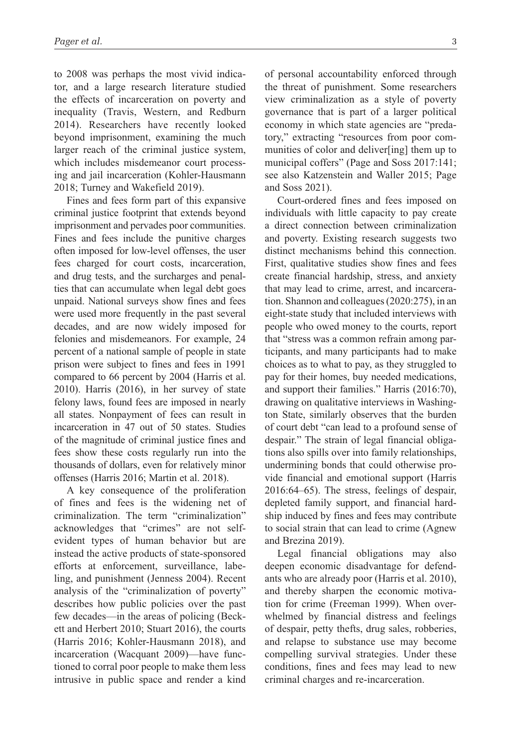to 2008 was perhaps the most vivid indicator, and a large research literature studied the effects of incarceration on poverty and inequality (Travis, Western, and Redburn 2014). Researchers have recently looked beyond imprisonment, examining the much larger reach of the criminal justice system, which includes misdemeanor court processing and jail incarceration (Kohler-Hausmann 2018; Turney and Wakefield 2019).

Fines and fees form part of this expansive criminal justice footprint that extends beyond imprisonment and pervades poor communities. Fines and fees include the punitive charges often imposed for low-level offenses, the user fees charged for court costs, incarceration, and drug tests, and the surcharges and penalties that can accumulate when legal debt goes unpaid. National surveys show fines and fees were used more frequently in the past several decades, and are now widely imposed for felonies and misdemeanors. For example, 24 percent of a national sample of people in state prison were subject to fines and fees in 1991 compared to 66 percent by 2004 (Harris et al. 2010). Harris (2016), in her survey of state felony laws, found fees are imposed in nearly all states. Nonpayment of fees can result in incarceration in 47 out of 50 states. Studies of the magnitude of criminal justice fines and fees show these costs regularly run into the thousands of dollars, even for relatively minor offenses (Harris 2016; Martin et al. 2018).

A key consequence of the proliferation of fines and fees is the widening net of criminalization. The term "criminalization" acknowledges that "crimes" are not self-evident types of human behavior but are instead the active products of state-sponsored efforts at enforcement, surveillance, labeling, and punishment (Jenness 2004). Recent analysis of the "criminalization of poverty" describes how public policies over the past few decades—in the areas of policing (Beckett and Herbert 2010; Stuart 2016), the courts (Harris 2016; Kohler-Hausmann 2018), and incarceration (Wacquant 2009)—have functioned to corral poor people to make them less intrusive in public space and render a kind of personal accountability enforced through the threat of punishment. Some researchers view criminalization as a style of poverty governance that is part of a larger political economy in which state agencies are "predatory," extracting "resources from poor communities of color and deliver[ing] them up to municipal coffers" (Page and Soss 2017:141; see also Katzenstein and Waller 2015; Page and Soss 2021).

Court-ordered fines and fees imposed on individuals with little capacity to pay create a direct connection between criminalization and poverty. Existing research suggests two distinct mechanisms behind this connection. First, qualitative studies show fines and fees create financial hardship, stress, and anxiety that may lead to crime, arrest, and incarceration. Shannon and colleagues (2020:275), in an eight-state study that included interviews with people who owed money to the courts, report that "stress was a common refrain among participants, and many participants had to make choices as to what to pay, as they struggled to pay for their homes, buy needed medications, and support their families." Harris (2016:70), drawing on qualitative interviews in Washington State, similarly observes that the burden of court debt "can lead to a profound sense of despair." The strain of legal financial obligations also spills over into family relationships, undermining bonds that could otherwise provide financial and emotional support (Harris 2016:64–65). The stress, feelings of despair, depleted family support, and financial hardship induced by fines and fees may contribute to social strain that can lead to crime (Agnew and Brezina 2019).

Legal financial obligations may also deepen economic disadvantage for defendants who are already poor (Harris et al. 2010), and thereby sharpen the economic motivation for crime (Freeman 1999). When overwhelmed by financial distress and feelings of despair, petty thefts, drug sales, robberies, and relapse to substance use may become compelling survival strategies. Under these conditions, fines and fees may lead to new criminal charges and re-incarceration.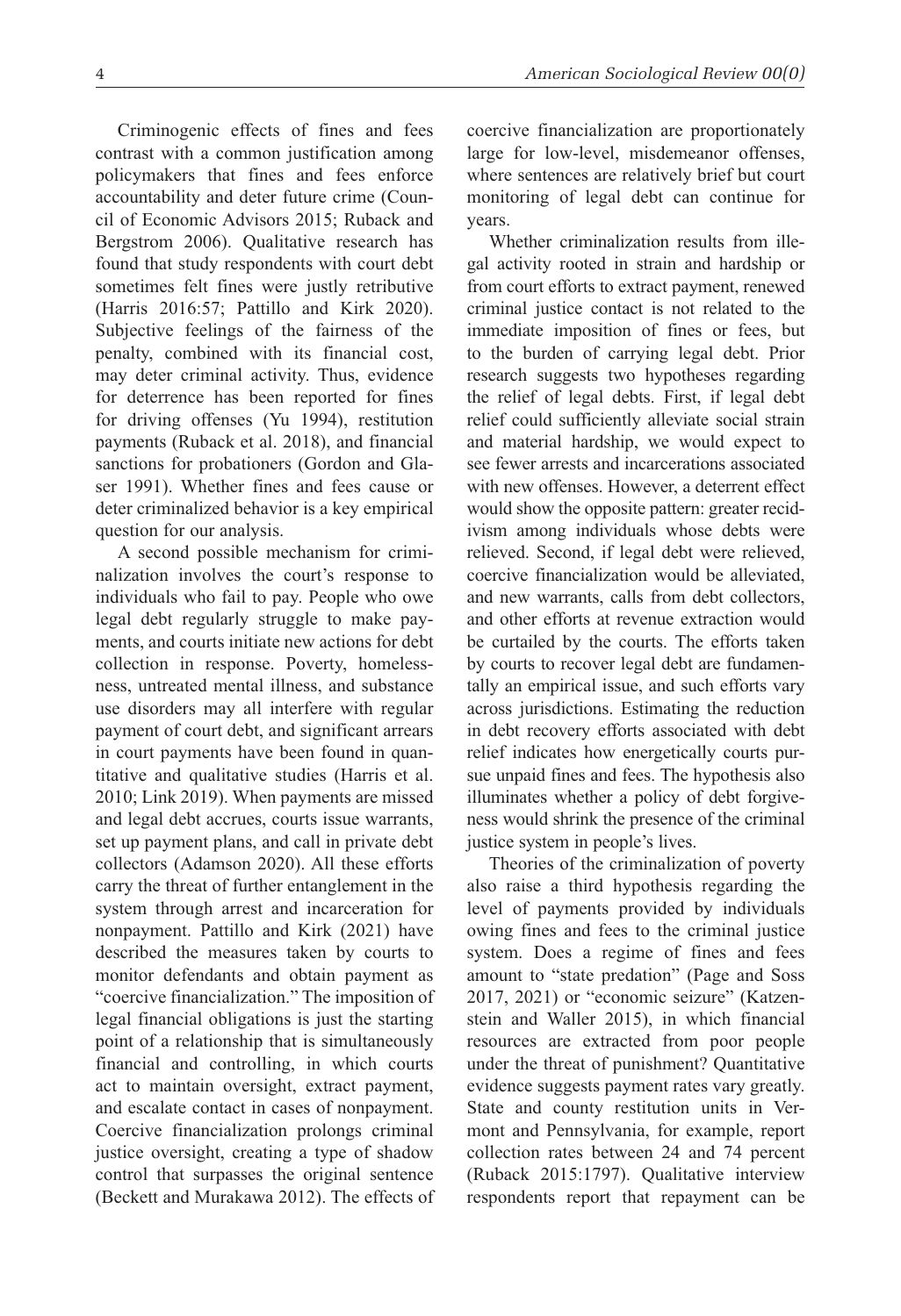Criminogenic effects of fines and fees contrast with a common justification among policymakers that fines and fees enforce accountability and deter future crime (Council of Economic Advisors 2015; Ruback and Bergstrom 2006). Qualitative research has found that study respondents with court debt sometimes felt fines were justly retributive (Harris 2016:57; Pattillo and Kirk 2020). Subjective feelings of the fairness of the penalty, combined with its financial cost, may deter criminal activity. Thus, evidence for deterrence has been reported for fines for driving offenses (Yu 1994), restitution payments (Ruback et al. 2018), and financial sanctions for probationers (Gordon and Glaser 1991). Whether fines and fees cause or deter criminalized behavior is a key empirical question for our analysis.

A second possible mechanism for criminalization involves the court's response to individuals who fail to pay. People who owe legal debt regularly struggle to make payments, and courts initiate new actions for debt collection in response. Poverty, homelessness, untreated mental illness, and substance use disorders may all interfere with regular payment of court debt, and significant arrears in court payments have been found in quantitative and qualitative studies (Harris et al. 2010; Link 2019). When payments are missed and legal debt accrues, courts issue warrants, set up payment plans, and call in private debt collectors (Adamson 2020). All these efforts carry the threat of further entanglement in the system through arrest and incarceration for nonpayment. Pattillo and Kirk (2021) have described the measures taken by courts to monitor defendants and obtain payment as "coercive financialization." The imposition of legal financial obligations is just the starting point of a relationship that is simultaneously financial and controlling, in which courts act to maintain oversight, extract payment, and escalate contact in cases of nonpayment. Coercive financialization prolongs criminal justice oversight, creating a type of shadow control that surpasses the original sentence (Beckett and Murakawa 2012). The effects of coercive financialization are proportionately large for low-level, misdemeanor offenses, where sentences are relatively brief but court monitoring of legal debt can continue for years.

Whether criminalization results from illegal activity rooted in strain and hardship or from court efforts to extract payment, renewed criminal justice contact is not related to the immediate imposition of fines or fees, but to the burden of carrying legal debt. Prior research suggests two hypotheses regarding the relief of legal debts. First, if legal debt relief could sufficiently alleviate social strain and material hardship, we would expect to see fewer arrests and incarcerations associated with new offenses. However, a deterrent effect would show the opposite pattern: greater recidivism among individuals whose debts were relieved. Second, if legal debt were relieved, coercive financialization would be alleviated, and new warrants, calls from debt collectors, and other efforts at revenue extraction would be curtailed by the courts. The efforts taken by courts to recover legal debt are fundamentally an empirical issue, and such efforts vary across jurisdictions. Estimating the reduction in debt recovery efforts associated with debt relief indicates how energetically courts pursue unpaid fines and fees. The hypothesis also illuminates whether a policy of debt forgiveness would shrink the presence of the criminal justice system in people's lives.

Theories of the criminalization of poverty also raise a third hypothesis regarding the level of payments provided by individuals owing fines and fees to the criminal justice system. Does a regime of fines and fees amount to "state predation" (Page and Soss 2017, 2021) or "economic seizure" (Katzenstein and Waller 2015), in which financial resources are extracted from poor people under the threat of punishment? Quantitative evidence suggests payment rates vary greatly. State and county restitution units in Vermont and Pennsylvania, for example, report collection rates between 24 and 74 percent (Ruback 2015:1797). Qualitative interview respondents report that repayment can be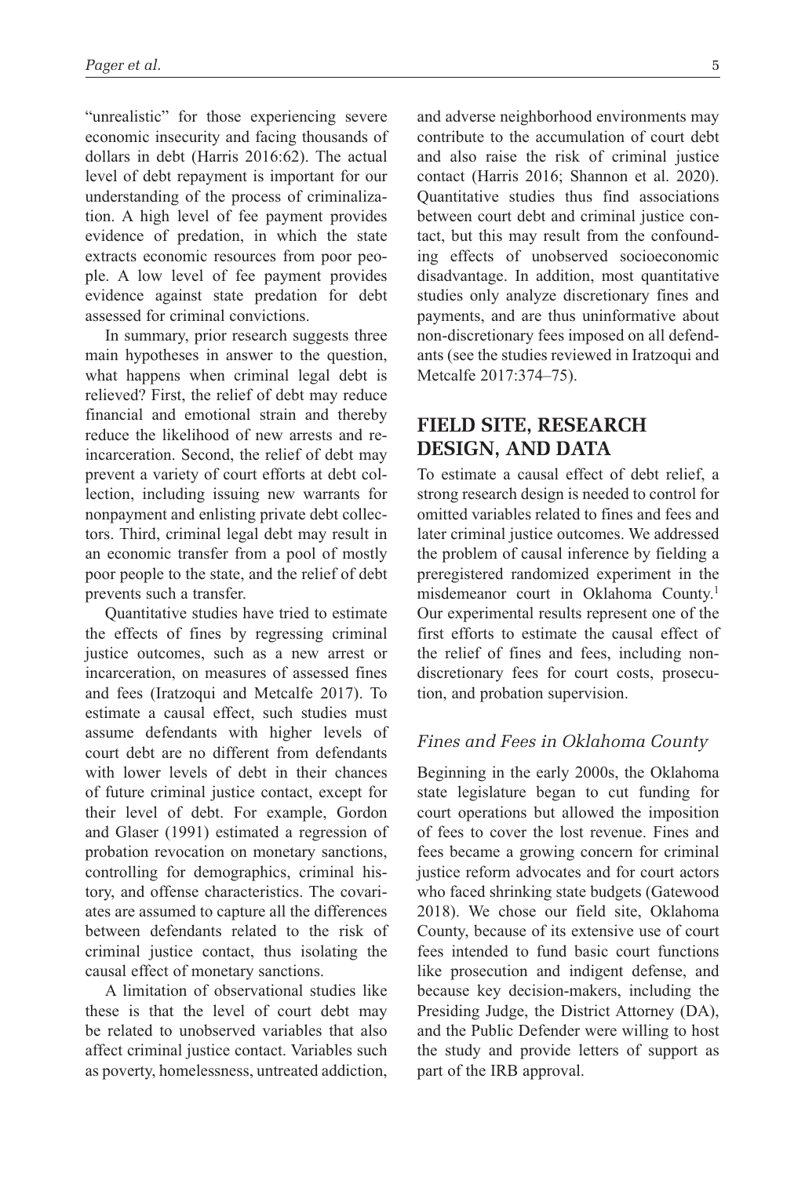"unrealistic" for those experiencing severe economic insecurity and facing thousands of dollars in debt (Harris 2016:62). The actual level of debt repayment is important for our understanding of the process of criminalization. A high level of fee payment provides evidence of predation, in which the state extracts economic resources from poor people. A low level of fee payment provides evidence against state predation for debt assessed for criminal convictions.

In summary, prior research suggests three main hypotheses in answer to the question, what happens when criminal legal debt is relieved? First, the relief of debt may reduce financial and emotional strain and thereby reduce the likelihood of new arrests and re-incarceration. Second, the relief of debt may prevent a variety of court efforts at debt collection, including issuing new warrants for nonpayment and enlisting private debt collectors. Third, criminal legal debt may result in an economic transfer from a pool of mostly poor people to the state, and the relief of debt prevents such a transfer.

Quantitative studies have tried to estimate the effects of fines by regressing criminal justice outcomes, such as a new arrest or incarceration, on measures of assessed fines and fees (Iratzoqui and Metcalfe 2017). To estimate a causal effect, such studies must assume defendants with higher levels of court debt are no different from defendants with lower levels of debt in their chances of future criminal justice contact, except for their level of debt. For example, Gordon and Glaser (1991) estimated a regression of probation revocation on monetary sanctions, controlling for demographics, criminal history, and offense characteristics. The covariates are assumed to capture all the differences between defendants related to the risk of criminal justice contact, thus isolating the causal effect of monetary sanctions.

A limitation of observational studies like these is that the level of court debt may be related to unobserved variables that also affect criminal justice contact. Variables such as poverty, homelessness, untreated addiction, and adverse neighborhood environments may contribute to the accumulation of court debt and also raise the risk of criminal justice contact (Harris 2016; Shannon et al. 2020). Quantitative studies thus find associations between court debt and criminal justice contact, but this may result from the confounding effects of unobserved socioeconomic disadvantage. In addition, most quantitative studies only analyze discretionary fines and payments, and are thus uninformative about non-discretionary fees imposed on all defendants (see the studies reviewed in Iratzoqui and Metcalfe 2017:374–75).

## FIELD SITE, RESEARCH DESIGN, AND DATA

To estimate a causal effect of debt relief, a strong research design is needed to control for omitted variables related to fines and fees and later criminal justice outcomes. We addressed the problem of causal inference by fielding a preregistered randomized experiment in the misdemeanor court in Oklahoma County.[1] Our experimental results represent one of the first efforts to estimate the causal effect of the relief of fines and fees, including non-discretionary fees for court costs, prosecution, and probation supervision.

### *Fines and Fees in Oklahoma County*

Beginning in the early 2000s, the Oklahoma state legislature began to cut funding for court operations but allowed the imposition of fees to cover the lost revenue. Fines and fees became a growing concern for criminal justice reform advocates and for court actors who faced shrinking state budgets (Gatewood 2018). We chose our field site, Oklahoma County, because of its extensive use of court fees intended to fund basic court functions like prosecution and indigent defense, and because key decision-makers, including the Presiding Judge, the District Attorney (DA), and the Public Defender were willing to host the study and provide letters of support as part of the IRB approval.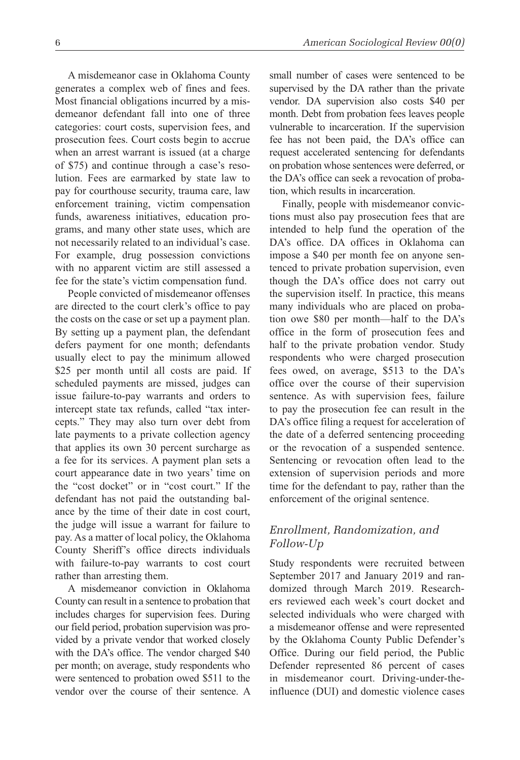A misdemeanor case in Oklahoma County generates a complex web of fines and fees. Most financial obligations incurred by a misdemeanor defendant fall into one of three categories: court costs, supervision fees, and prosecution fees. Court costs begin to accrue when an arrest warrant is issued (at a charge of $75) and continue through a case's resolution. Fees are earmarked by state law to pay for courthouse security, trauma care, law enforcement training, victim compensation funds, awareness initiatives, education programs, and many other state uses, which are not necessarily related to an individual's case. For example, drug possession convictions with no apparent victim are still assessed a fee for the state's victim compensation fund.

People convicted of misdemeanor offenses are directed to the court clerk's office to pay the costs on the case or set up a payment plan. By setting up a payment plan, the defendant defers payment for one month; defendants usually elect to pay the minimum allowed $25 per month until all costs are paid. If scheduled payments are missed, judges can issue failure-to-pay warrants and orders to intercept state tax refunds, called "tax intercepts." They may also turn over debt from late payments to a private collection agency that applies its own 30 percent surcharge as a fee for its services. A payment plan sets a court appearance date in two years' time on the "cost docket" or in "cost court." If the defendant has not paid the outstanding balance by the time of their date in cost court, the judge will issue a warrant for failure to pay. As a matter of local policy, the Oklahoma County Sheriff's office directs individuals with failure-to-pay warrants to cost court rather than arresting them.

A misdemeanor conviction in Oklahoma County can result in a sentence to probation that includes charges for supervision fees. During our field period, probation supervision was provided by a private vendor that worked closely with the DA's office. The vendor charged $40 per month; on average, study respondents who were sentenced to probation owed $511 to the vendor over the course of their sentence. A small number of cases were sentenced to be supervised by the DA rather than the private vendor. DA supervision also costs $40 per month. Debt from probation fees leaves people vulnerable to incarceration. If the supervision fee has not been paid, the DA's office can request accelerated sentencing for defendants on probation whose sentences were deferred, or the DA's office can seek a revocation of probation, which results in incarceration.

Finally, people with misdemeanor convictions must also pay prosecution fees that are intended to help fund the operation of the DA's office. DA offices in Oklahoma can impose a $40 per month fee on anyone sentenced to private probation supervision, even though the DA's office does not carry out the supervision itself. In practice, this means many individuals who are placed on probation owe $80 per month—half to the DA's office in the form of prosecution fees and half to the private probation vendor. Study respondents who were charged prosecution fees owed, on average, $513 to the DA's office over the course of their supervision sentence. As with supervision fees, failure to pay the prosecution fee can result in the DA's office filing a request for acceleration of the date of a deferred sentencing proceeding or the revocation of a suspended sentence. Sentencing or revocation often lead to the extension of supervision periods and more time for the defendant to pay, rather than the enforcement of the original sentence.

### *Enrollment, Randomization, and Follow-Up*

Study respondents were recruited between September 2017 and January 2019 and randomized through March 2019. Researchers reviewed each week's court docket and selected individuals who were charged with a misdemeanor offense and were represented by the Oklahoma County Public Defender's Office. During our field period, the Public Defender represented 86 percent of cases in misdemeanor court. Driving-under-the-influence (DUI) and domestic violence cases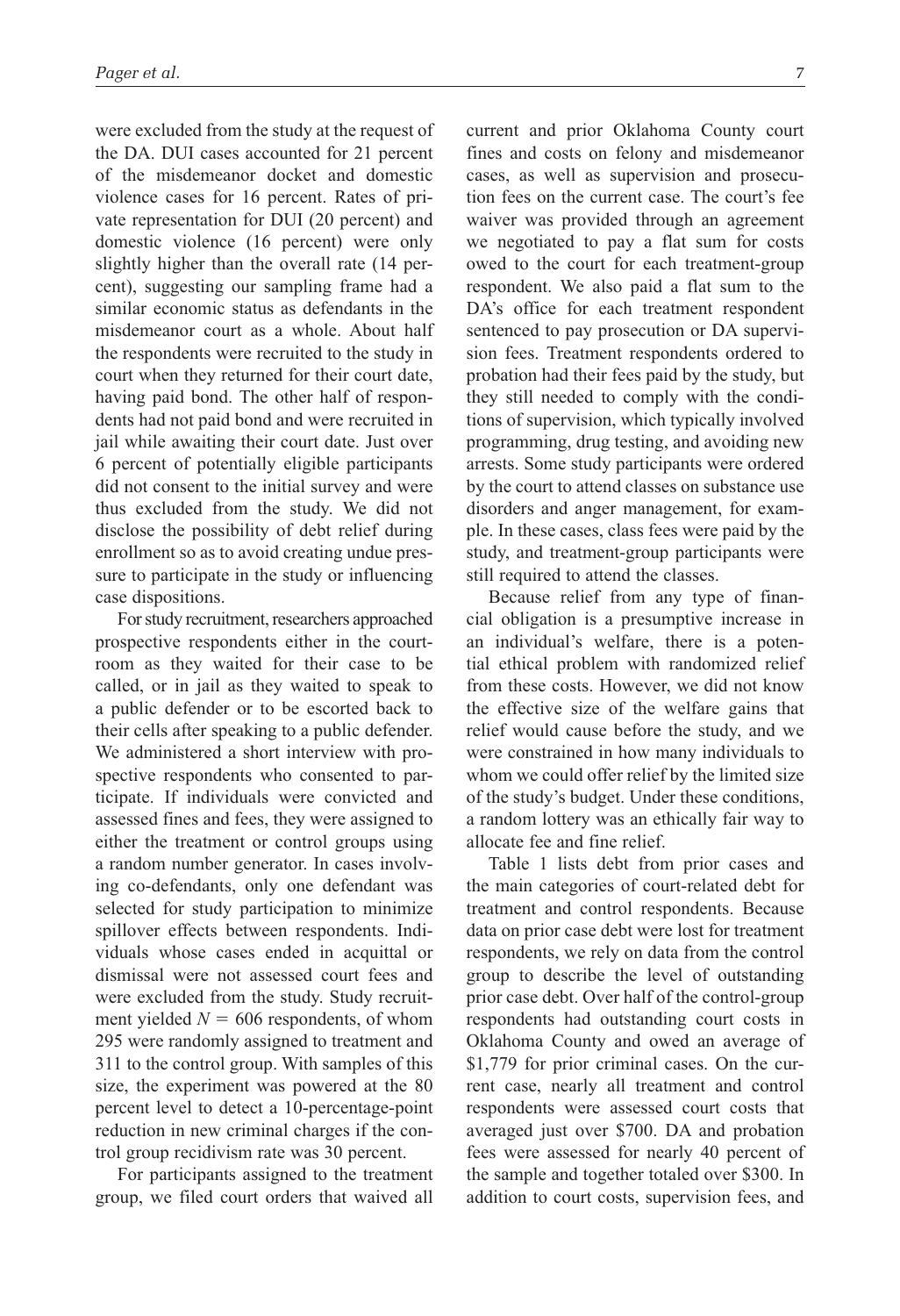were excluded from the study at the request of the DA. DUI cases accounted for 21 percent of the misdemeanor docket and domestic violence cases for 16 percent. Rates of private representation for DUI (20 percent) and domestic violence (16 percent) were only slightly higher than the overall rate (14 percent), suggesting our sampling frame had a similar economic status as defendants in the misdemeanor court as a whole. About half the respondents were recruited to the study in court when they returned for their court date, having paid bond. The other half of respondents had not paid bond and were recruited in jail while awaiting their court date. Just over 6 percent of potentially eligible participants did not consent to the initial survey and were thus excluded from the study. We did not disclose the possibility of debt relief during enrollment so as to avoid creating undue pressure to participate in the study or influencing case dispositions.

For study recruitment, researchers approached prospective respondents either in the courtroom as they waited for their case to be called, or in jail as they waited to speak to a public defender or to be escorted back to their cells after speaking to a public defender. We administered a short interview with prospective respondents who consented to participate. If individuals were convicted and assessed fines and fees, they were assigned to either the treatment or control groups using a random number generator. In cases involving co-defendants, only one defendant was selected for study participation to minimize spillover effects between respondents. Individuals whose cases ended in acquittal or dismissal were not assessed court fees and were excluded from the study. Study recruitment yielded $N = 606$ respondents, of whom 295 were randomly assigned to treatment and 311 to the control group. With samples of this size, the experiment was powered at the 80 percent level to detect a 10-percentage-point reduction in new criminal charges if the control group recidivism rate was 30 percent.

For participants assigned to the treatment group, we filed court orders that waived all current and prior Oklahoma County court fines and costs on felony and misdemeanor cases, as well as supervision and prosecution fees on the current case. The court's fee waiver was provided through an agreement we negotiated to pay a flat sum for costs owed to the court for each treatment-group respondent. We also paid a flat sum to the DA's office for each treatment respondent sentenced to pay prosecution or DA supervision fees. Treatment respondents ordered to probation had their fees paid by the study, but they still needed to comply with the conditions of supervision, which typically involved programming, drug testing, and avoiding new arrests. Some study participants were ordered by the court to attend classes on substance use disorders and anger management, for example. In these cases, class fees were paid by the study, and treatment-group participants were still required to attend the classes.

Because relief from any type of financial obligation is a presumptive increase in an individual's welfare, there is a potential ethical problem with randomized relief from these costs. However, we did not know the effective size of the welfare gains that relief would cause before the study, and we were constrained in how many individuals to whom we could offer relief by the limited size of the study's budget. Under these conditions, a random lottery was an ethically fair way to allocate fee and fine relief.

Table 1 lists debt from prior cases and the main categories of court-related debt for treatment and control respondents. Because data on prior case debt were lost for treatment respondents, we rely on data from the control group to describe the level of outstanding prior case debt. Over half of the control-group respondents had outstanding court costs in Oklahoma County and owed an average of $1,779 for prior criminal cases. On the current case, nearly all treatment and control respondents were assessed court costs that averaged just over $700. DA and probation fees were assessed for nearly 40 percent of the sample and together totaled over $300. In addition to court costs, supervision fees, and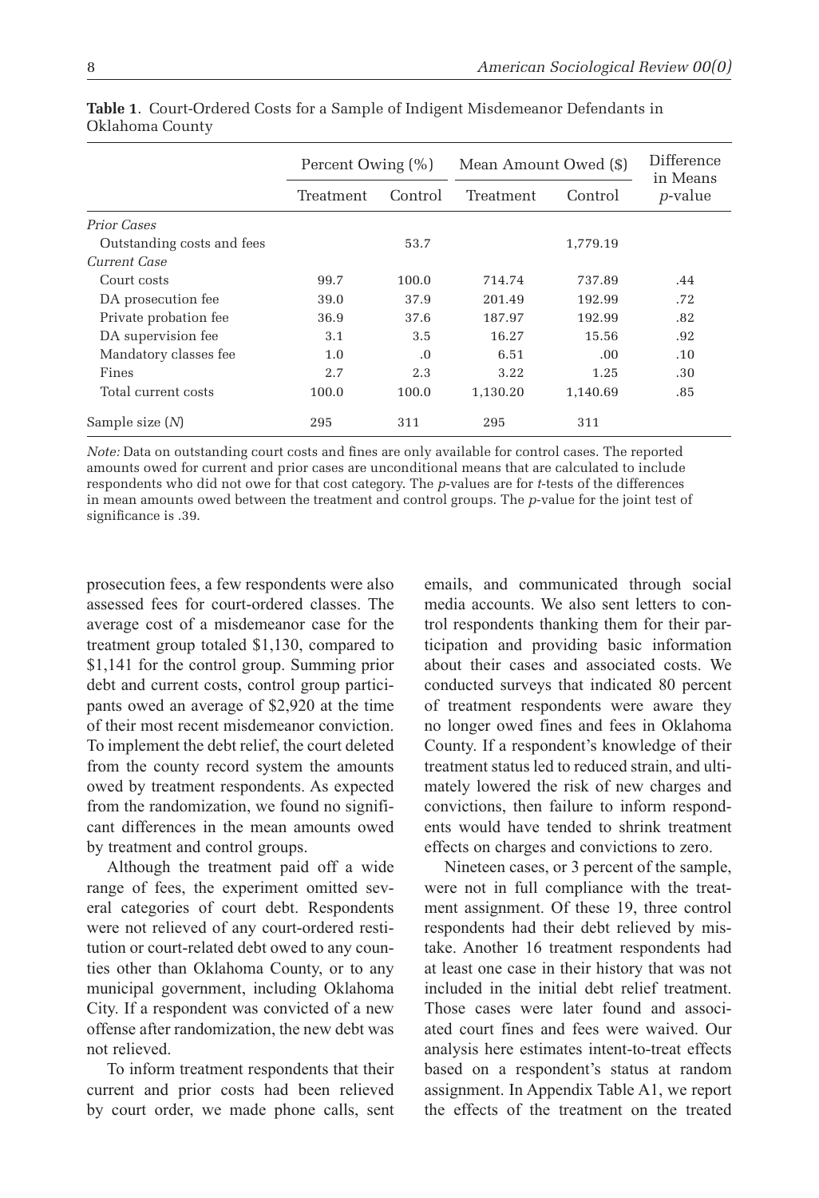**Table 1**. Court-Ordered Costs for a Sample of Indigent Misdemeanor Defendants in Oklahoma County

| | Percent Owing (%) | | Mean Amount Owed ($) | | Difference in Means |
|---|---|---|---|---|---|
| | Treatment | Control | Treatment | Control | *p*-value |
| *Prior Cases* | | | | | |
| Outstanding costs and fees | | 53.7 | | 1,779.19 | |
| *Current Case* | | | | | |
| Court costs | 99.7 | 100.0 | 714.74 | 737.89 | .44 |
| DA prosecution fee | 39.0 | 37.9 | 201.49 | 192.99 | .72 |
| Private probation fee | 36.9 | 37.6 | 187.97 | 192.99 | .82 |
| DA supervision fee | 3.1 | 3.5 | 16.27 | 15.56 | .92 |
| Mandatory classes fee | 1.0 | .0 | 6.51 | .00 | .10 |
| Fines | 2.7 | 2.3 | 3.22 | 1.25 | .30 |
| Total current costs | 100.0 | 100.0 | 1,130.20 | 1,140.69 | .85 |
| Sample size (*N*) | 295 | 311 | 295 | 311 | |

*Note:* Data on outstanding court costs and fines are only available for control cases. The reported amounts owed for current and prior cases are unconditional means that are calculated to include respondents who did not owe for that cost category. The *p*-values are for *t*-tests of the differences in mean amounts owed between the treatment and control groups. The *p*-value for the joint test of significance is .39.

prosecution fees, a few respondents were also assessed fees for court-ordered classes. The average cost of a misdemeanor case for the treatment group totaled $1,130, compared to $1,141 for the control group. Summing prior debt and current costs, control group participants owed an average of $2,920 at the time of their most recent misdemeanor conviction. To implement the debt relief, the court deleted from the county record system the amounts owed by treatment respondents. As expected from the randomization, we found no significant differences in the mean amounts owed by treatment and control groups.

Although the treatment paid off a wide range of fees, the experiment omitted several categories of court debt. Respondents were not relieved of any court-ordered restitution or court-related debt owed to any counties other than Oklahoma County, or to any municipal government, including Oklahoma City. If a respondent was convicted of a new offense after randomization, the new debt was not relieved.

To inform treatment respondents that their current and prior costs had been relieved by court order, we made phone calls, sent emails, and communicated through social media accounts. We also sent letters to control respondents thanking them for their participation and providing basic information about their cases and associated costs. We conducted surveys that indicated 80 percent of treatment respondents were aware they no longer owed fines and fees in Oklahoma County. If a respondent's knowledge of their treatment status led to reduced strain, and ultimately lowered the risk of new charges and convictions, then failure to inform respondents would have tended to shrink treatment effects on charges and convictions to zero.

Nineteen cases, or 3 percent of the sample, were not in full compliance with the treatment assignment. Of these 19, three control respondents had their debt relieved by mistake. Another 16 treatment respondents had at least one case in their history that was not included in the initial debt relief treatment. Those cases were later found and associated court fines and fees were waived. Our analysis here estimates intent-to-treat effects based on a respondent's status at random assignment. In Appendix Table A1, we report the effects of the treatment on the treated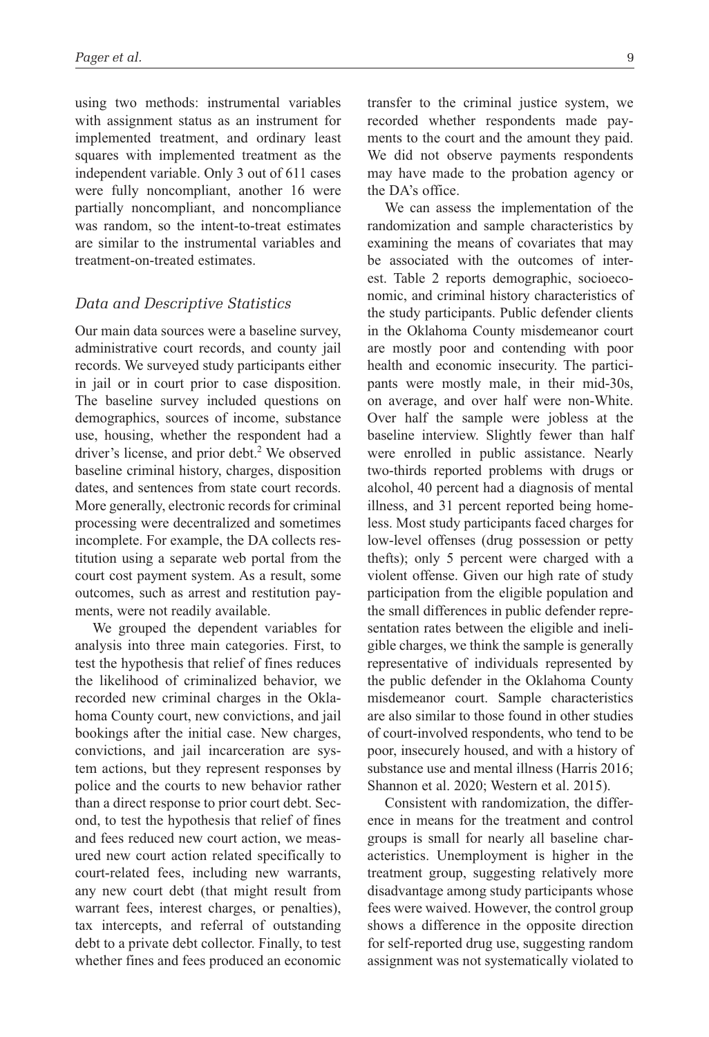using two methods: instrumental variables with assignment status as an instrument for implemented treatment, and ordinary least squares with implemented treatment as the independent variable. Only 3 out of 611 cases were fully noncompliant, another 16 were partially noncompliant, and noncompliance was random, so the intent-to-treat estimates are similar to the instrumental variables and treatment-on-treated estimates.

### Data and Descriptive Statistics

Our main data sources were a baseline survey, administrative court records, and county jail records. We surveyed study participants either in jail or in court prior to case disposition. The baseline survey included questions on demographics, sources of income, substance use, housing, whether the respondent had a driver's license, and prior debt.[2] We observed baseline criminal history, charges, disposition dates, and sentences from state court records. More generally, electronic records for criminal processing were decentralized and sometimes incomplete. For example, the DA collects restitution using a separate web portal from the court cost payment system. As a result, some outcomes, such as arrest and restitution payments, were not readily available.

We grouped the dependent variables for analysis into three main categories. First, to test the hypothesis that relief of fines reduces the likelihood of criminalized behavior, we recorded new criminal charges in the Oklahoma County court, new convictions, and jail bookings after the initial case. New charges, convictions, and jail incarceration are system actions, but they represent responses by police and the courts to new behavior rather than a direct response to prior court debt. Second, to test the hypothesis that relief of fines and fees reduced new court action, we measured new court action related specifically to court-related fees, including new warrants, any new court debt (that might result from warrant fees, interest charges, or penalties), tax intercepts, and referral of outstanding debt to a private debt collector. Finally, to test whether fines and fees produced an economic transfer to the criminal justice system, we recorded whether respondents made payments to the court and the amount they paid. We did not observe payments respondents may have made to the probation agency or the DA's office.

We can assess the implementation of the randomization and sample characteristics by examining the means of covariates that may be associated with the outcomes of interest. Table 2 reports demographic, socioeconomic, and criminal history characteristics of the study participants. Public defender clients in the Oklahoma County misdemeanor court are mostly poor and contending with poor health and economic insecurity. The participants were mostly male, in their mid-30s, on average, and over half were non-White. Over half the sample were jobless at the baseline interview. Slightly fewer than half were enrolled in public assistance. Nearly two-thirds reported problems with drugs or alcohol, 40 percent had a diagnosis of mental illness, and 31 percent reported being homeless. Most study participants faced charges for low-level offenses (drug possession or petty thefts); only 5 percent were charged with a violent offense. Given our high rate of study participation from the eligible population and the small differences in public defender representation rates between the eligible and ineligible charges, we think the sample is generally representative of individuals represented by the public defender in the Oklahoma County misdemeanor court. Sample characteristics are also similar to those found in other studies of court-involved respondents, who tend to be poor, insecurely housed, and with a history of substance use and mental illness (Harris 2016; Shannon et al. 2020; Western et al. 2015).

Consistent with randomization, the difference in means for the treatment and control groups is small for nearly all baseline characteristics. Unemployment is higher in the treatment group, suggesting relatively more disadvantage among study participants whose fees were waived. However, the control group shows a difference in the opposite direction for self-reported drug use, suggesting random assignment was not systematically violated to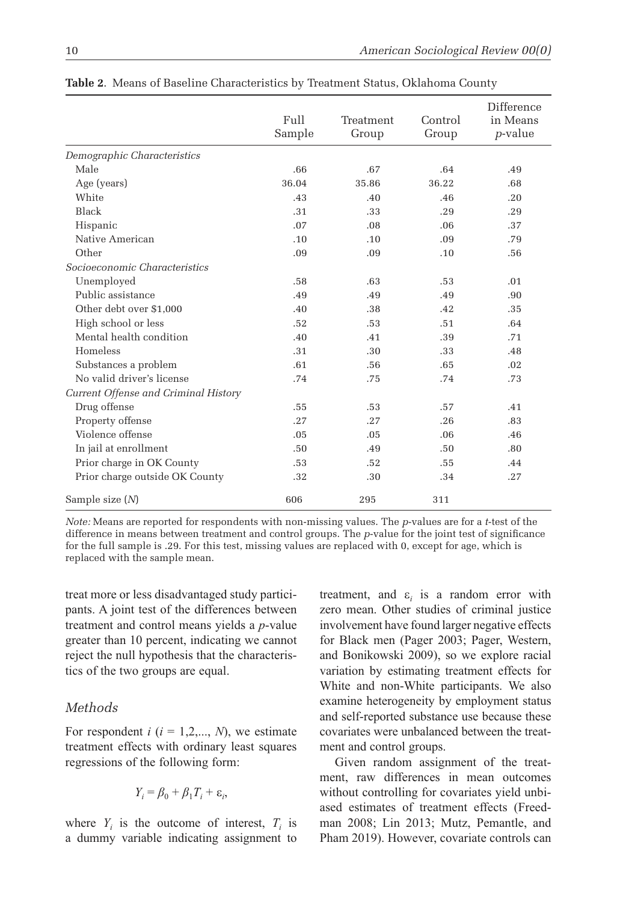**Table 2**. Means of Baseline Characteristics by Treatment Status, Oklahoma County

| | Full Sample | Treatment Group | Control Group | Difference in Means *p*-value |
|---|---|---|---|---|
| *Demographic Characteristics* | | | | |
| Male | .66 | .67 | .64 | .49 |
| Age (years) | 36.04 | 35.86 | 36.22 | .68 |
| White | .43 | .40 | .46 | .20 |
| Black | .31 | .33 | .29 | .29 |
| Hispanic | .07 | .08 | .06 | .37 |
| Native American | .10 | .10 | .09 | .79 |
| Other | .09 | .09 | .10 | .56 |
| *Socioeconomic Characteristics* | | | | |
| Unemployed | .58 | .63 | .53 | .01 |
| Public assistance | .49 | .49 | .49 | .90 |
| Other debt over $1,000 | .40 | .38 | .42 | .35 |
| High school or less | .52 | .53 | .51 | .64 |
| Mental health condition | .40 | .41 | .39 | .71 |
| Homeless | .31 | .30 | .33 | .48 |
| Substances a problem | .61 | .56 | .65 | .02 |
| No valid driver's license | .74 | .75 | .74 | .73 |
| *Current Offense and Criminal History* | | | | |
| Drug offense | .55 | .53 | .57 | .41 |
| Property offense | .27 | .27 | .26 | .83 |
| Violence offense | .05 | .05 | .06 | .46 |
| In jail at enrollment | .50 | .49 | .50 | .80 |
| Prior charge in OK County | .53 | .52 | .55 | .44 |
| Prior charge outside OK County | .32 | .30 | .34 | .27 |
| Sample size (*N*) | 606 | 295 | 311 | |

*Note:* Means are reported for respondents with non-missing values. The *p*-values are for a *t*-test of the difference in means between treatment and control groups. The *p*-value for the joint test of significance for the full sample is .29. For this test, missing values are replaced with 0, except for age, which is replaced with the sample mean.

treat more or less disadvantaged study participants. A joint test of the differences between treatment and control means yields a *p*-value greater than 10 percent, indicating we cannot reject the null hypothesis that the characteristics of the two groups are equal.

### *Methods*

For respondent $i$ ($i = 1,2,..., N$), we estimate treatment effects with ordinary least squares regressions of the following form:

$$Y_i = \beta_0 + \beta_1 T_i + \varepsilon_i,$$

where $Y_i$ is the outcome of interest, $T_i$ is a dummy variable indicating assignment to treatment, and $\varepsilon_i$ is a random error with zero mean. Other studies of criminal justice involvement have found larger negative effects for Black men (Pager 2003; Pager, Western, and Bonikowski 2009), so we explore racial variation by estimating treatment effects for White and non-White participants. We also examine heterogeneity by employment status and self-reported substance use because these covariates were unbalanced between the treatment and control groups.

Given random assignment of the treatment, raw differences in mean outcomes without controlling for covariates yield unbiased estimates of treatment effects (Freedman 2008; Lin 2013; Mutz, Pemantle, and Pham 2019). However, covariate controls can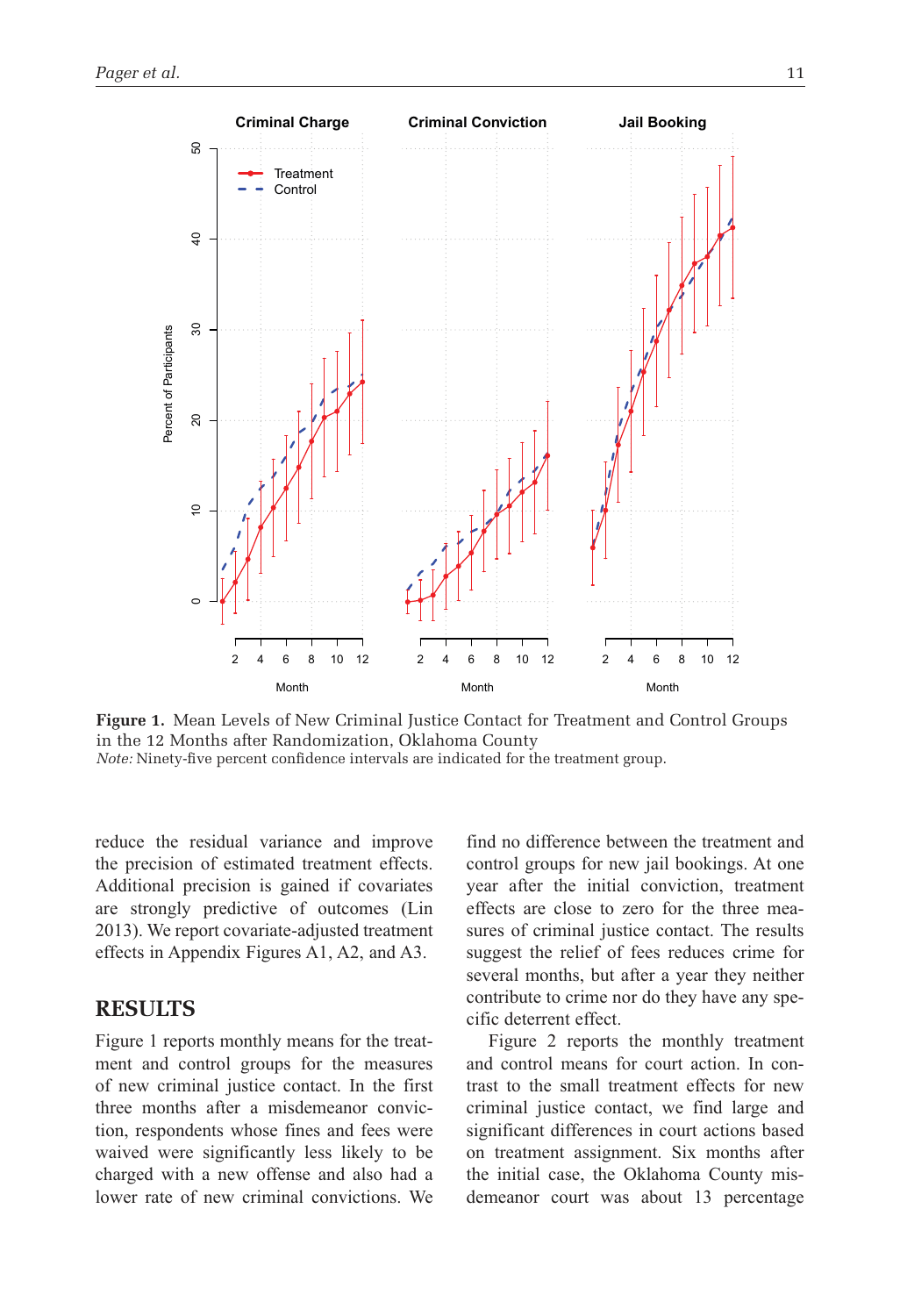**Figure 1.** Mean Levels of New Criminal Justice Contact for Treatment and Control Groups in the 12 Months after Randomization, Oklahoma County

*Note:* Ninety-five percent confidence intervals are indicated for the treatment group.

reduce the residual variance and improve the precision of estimated treatment effects. Additional precision is gained if covariates are strongly predictive of outcomes (Lin 2013). We report covariate-adjusted treatment effects in Appendix Figures A1, A2, and A3.

## RESULTS

Figure 1 reports monthly means for the treatment and control groups for the measures of new criminal justice contact. In the first three months after a misdemeanor conviction, respondents whose fines and fees were waived were significantly less likely to be charged with a new offense and also had a lower rate of new criminal convictions. We find no difference between the treatment and control groups for new jail bookings. At one year after the initial conviction, treatment effects are close to zero for the three measures of criminal justice contact. The results suggest the relief of fees reduces crime for several months, but after a year they neither contribute to crime nor do they have any specific deterrent effect.

Figure 2 reports the monthly treatment and control means for court action. In contrast to the small treatment effects for new criminal justice contact, we find large and significant differences in court actions based on treatment assignment. Six months after the initial case, the Oklahoma County misdemeanor court was about 13 percentage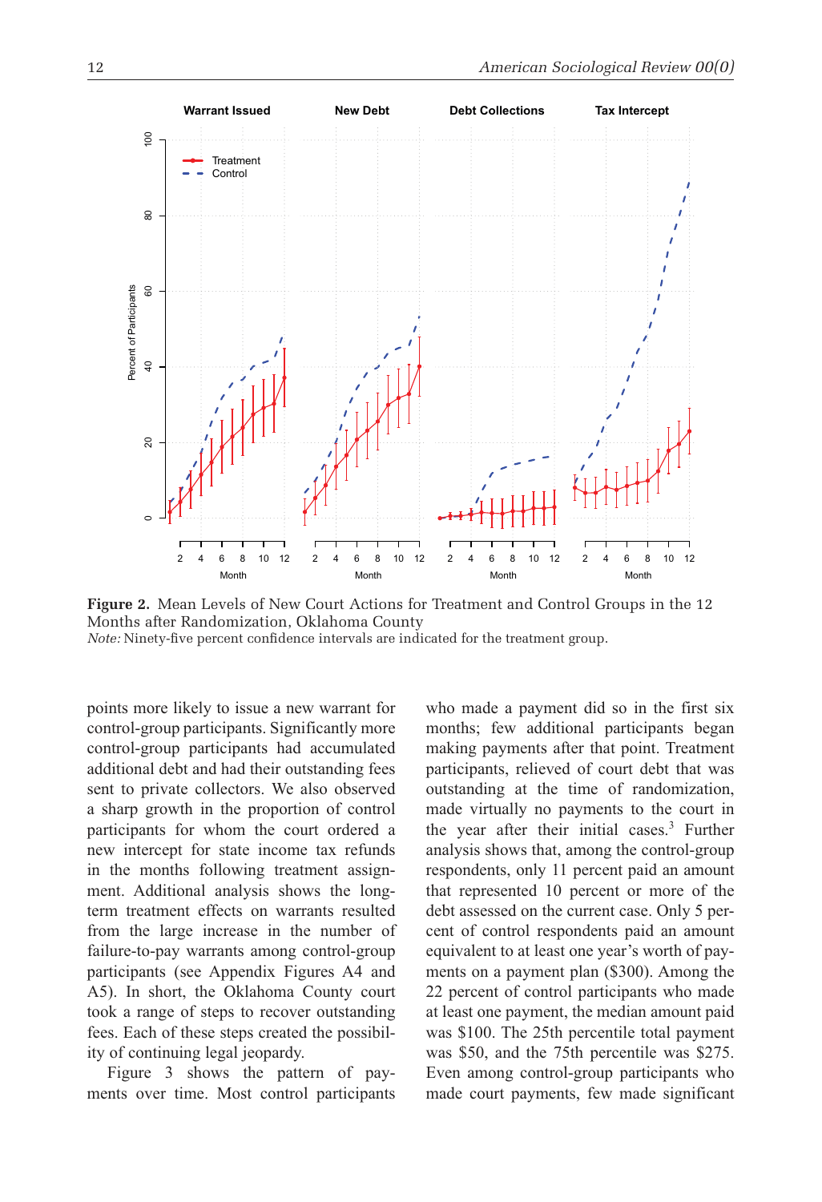**Figure 2.** Mean Levels of New Court Actions for Treatment and Control Groups in the 12 Months after Randomization, Oklahoma County

*Note:* Ninety-five percent confidence intervals are indicated for the treatment group.

points more likely to issue a new warrant for control-group participants. Significantly more control-group participants had accumulated additional debt and had their outstanding fees sent to private collectors. We also observed a sharp growth in the proportion of control participants for whom the court ordered a new intercept for state income tax refunds in the months following treatment assignment. Additional analysis shows the long-term treatment effects on warrants resulted from the large increase in the number of failure-to-pay warrants among control-group participants (see Appendix Figures A4 and A5). In short, the Oklahoma County court took a range of steps to recover outstanding fees. Each of these steps created the possibility of continuing legal jeopardy.

Figure 3 shows the pattern of payments over time. Most control participants who made a payment did so in the first six months; few additional participants began making payments after that point. Treatment participants, relieved of court debt that was outstanding at the time of randomization, made virtually no payments to the court in the year after their initial cases.[3] Further analysis shows that, among the control-group respondents, only 11 percent paid an amount that represented 10 percent or more of the debt assessed on the current case. Only 5 percent of control respondents paid an amount equivalent to at least one year's worth of payments on a payment plan ($300). Among the 22 percent of control participants who made at least one payment, the median amount paid was $100. The 25th percentile total payment was $50, and the 75th percentile was $275. Even among control-group participants who made court payments, few made significant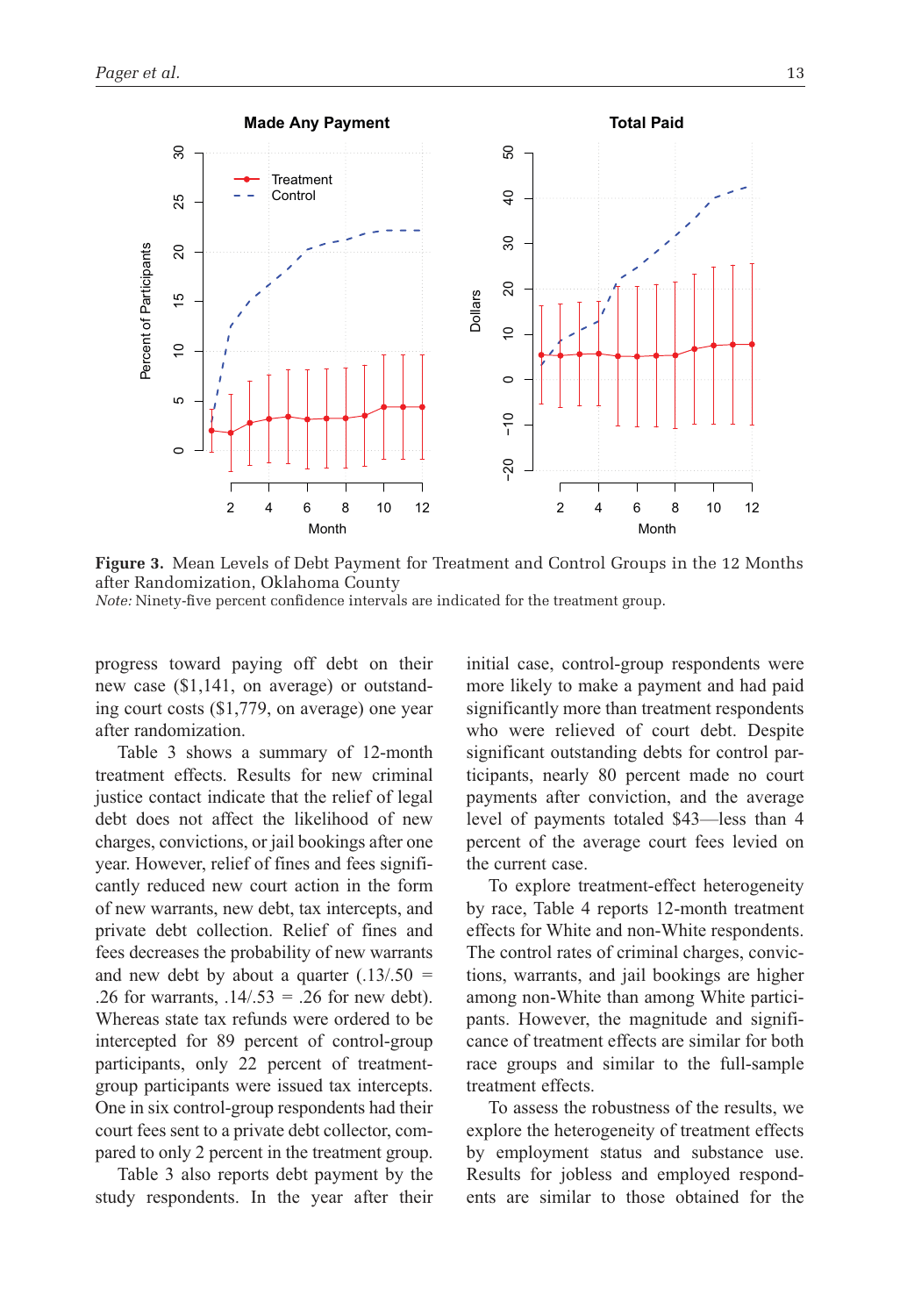**Figure 3.** Mean Levels of Debt Payment for Treatment and Control Groups in the 12 Months after Randomization, Oklahoma County
*Note:* Ninety-five percent confidence intervals are indicated for the treatment group.

progress toward paying off debt on their new case ($1,141, on average) or outstanding court costs ($1,779, on average) one year after randomization.

Table 3 shows a summary of 12-month treatment effects. Results for new criminal justice contact indicate that the relief of legal debt does not affect the likelihood of new charges, convictions, or jail bookings after one year. However, relief of fines and fees significantly reduced new court action in the form of new warrants, new debt, tax intercepts, and private debt collection. Relief of fines and fees decreases the probability of new warrants and new debt by about a quarter (.13/.50 = .26 for warrants, .14/.53 = .26 for new debt). Whereas state tax refunds were ordered to be intercepted for 89 percent of control-group participants, only 22 percent of treatment-group participants were issued tax intercepts. One in six control-group respondents had their court fees sent to a private debt collector, compared to only 2 percent in the treatment group.

Table 3 also reports debt payment by the study respondents. In the year after their initial case, control-group respondents were more likely to make a payment and had paid significantly more than treatment respondents who were relieved of court debt. Despite significant outstanding debts for control participants, nearly 80 percent made no court payments after conviction, and the average level of payments totaled $43—less than 4 percent of the average court fees levied on the current case.

To explore treatment-effect heterogeneity by race, Table 4 reports 12-month treatment effects for White and non-White respondents. The control rates of criminal charges, convictions, warrants, and jail bookings are higher among non-White than among White participants. However, the magnitude and significance of treatment effects are similar for both race groups and similar to the full-sample treatment effects.

To assess the robustness of the results, we explore the heterogeneity of treatment effects by employment status and substance use. Results for jobless and employed respondents are similar to those obtained for the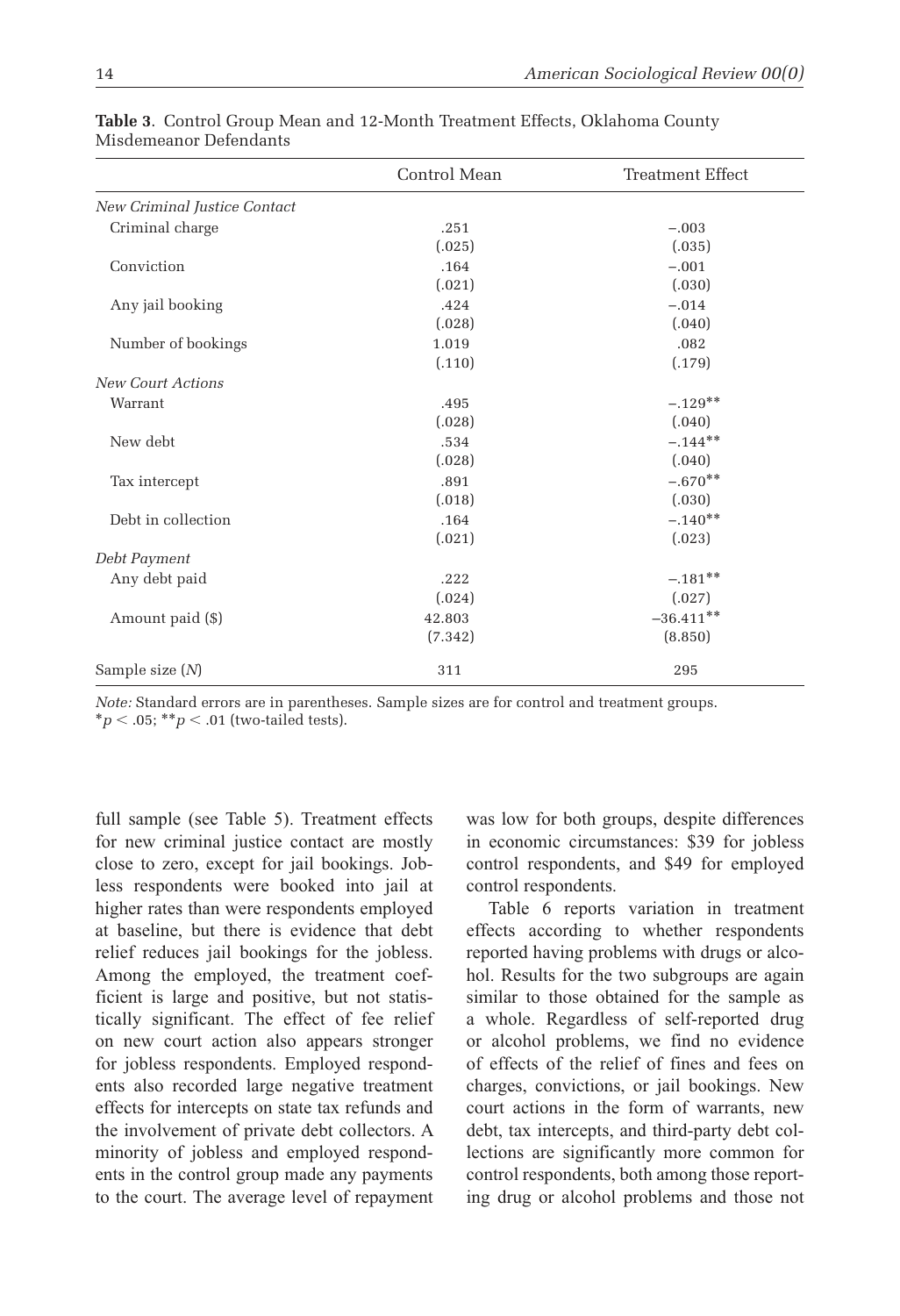**Table 3**. Control Group Mean and 12-Month Treatment Effects, Oklahoma County Misdemeanor Defendants

| | Control Mean | Treatment Effect |
|---|---|---|
| *New Criminal Justice Contact* | | |
| Criminal charge | .251 | −.003 |
| | (.025) | (.035) |
| Conviction | .164 | −.001 |
| | (.021) | (.030) |
| Any jail booking | .424 | −.014 |
| | (.028) | (.040) |
| Number of bookings | 1.019 | .082 |
| | (.110) | (.179) |
| *New Court Actions* | | |
| Warrant | .495 | −.129** |
| | (.028) | (.040) |
| New debt | .534 | −.144** |
| | (.028) | (.040) |
| Tax intercept | .891 | −.670** |
| | (.018) | (.030) |
| Debt in collection | .164 | −.140** |
| | (.021) | (.023) |
| *Debt Payment* | | |
| Any debt paid | .222 | −.181** |
| | (.024) | (.027) |
| Amount paid ($) | 42.803 | −36.411** |
| | (7.342) | (8.850) |
| Sample size (*N*) | 311 | 295 |

*Note:* Standard errors are in parentheses. Sample sizes are for control and treatment groups.
*$p < .05$; **$p < .01$ (two-tailed tests).

full sample (see Table 5). Treatment effects for new criminal justice contact are mostly close to zero, except for jail bookings. Jobless respondents were booked into jail at higher rates than were respondents employed at baseline, but there is evidence that debt relief reduces jail bookings for the jobless. Among the employed, the treatment coefficient is large and positive, but not statistically significant. The effect of fee relief on new court action also appears stronger for jobless respondents. Employed respondents also recorded large negative treatment effects for intercepts on state tax refunds and the involvement of private debt collectors. A minority of jobless and employed respondents in the control group made any payments to the court. The average level of repayment was low for both groups, despite differences in economic circumstances: $39 for jobless control respondents, and $49 for employed control respondents.

Table 6 reports variation in treatment effects according to whether respondents reported having problems with drugs or alcohol. Results for the two subgroups are again similar to those obtained for the sample as a whole. Regardless of self-reported drug or alcohol problems, we find no evidence of effects of the relief of fines and fees on charges, convictions, or jail bookings. New court actions in the form of warrants, new debt, tax intercepts, and third-party debt collections are significantly more common for control respondents, both among those reporting drug or alcohol problems and those not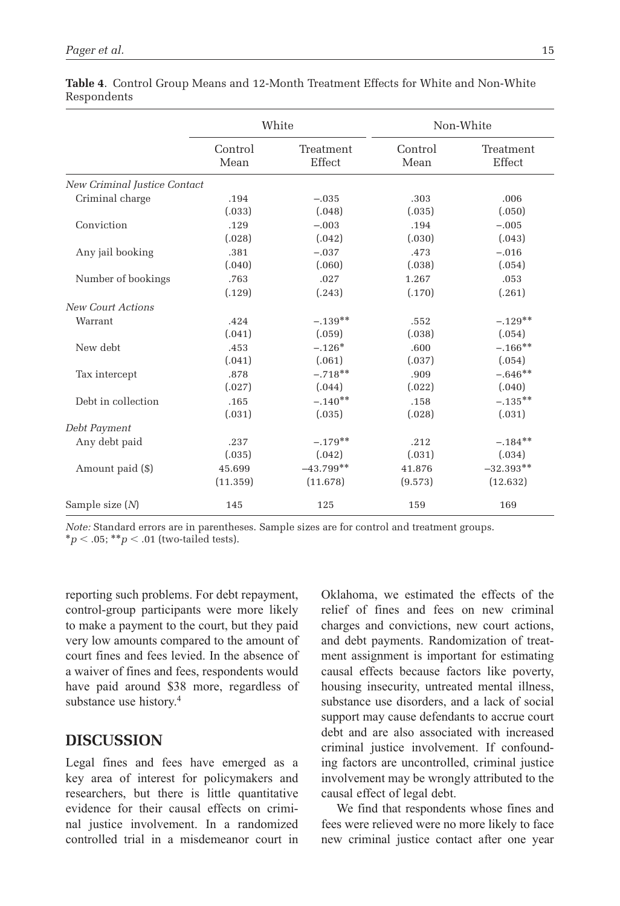**Table 4**. Control Group Means and 12-Month Treatment Effects for White and Non-White Respondents

| | White | | Non-White | |
|---|---|---|---|---|
| | Control Mean | Treatment Effect | Control Mean | Treatment Effect |
| *New Criminal Justice Contact* | | | | |
| Criminal charge | .194 | –.035 | .303 | .006 |
| | (.033) | (.048) | (.035) | (.050) |
| Conviction | .129 | –.003 | .194 | –.005 |
| | (.028) | (.042) | (.030) | (.043) |
| Any jail booking | .381 | –.037 | .473 | –.016 |
| | (.040) | (.060) | (.038) | (.054) |
| Number of bookings | .763 | .027 | 1.267 | .053 |
| | (.129) | (.243) | (.170) | (.261) |
| *New Court Actions* | | | | |
| Warrant | .424 | –.139** | .552 | –.129** |
| | (.041) | (.059) | (.038) | (.054) |
| New debt | .453 | –.126* | .600 | –.166** |
| | (.041) | (.061) | (.037) | (.054) |
| Tax intercept | .878 | –.718** | .909 | –.646** |
| | (.027) | (.044) | (.022) | (.040) |
| Debt in collection | .165 | –.140** | .158 | –.135** |
| | (.031) | (.035) | (.028) | (.031) |
| *Debt Payment* | | | | |
| Any debt paid | .237 | –.179** | .212 | –.184** |
| | (.035) | (.042) | (.031) | (.034) |
| Amount paid ($) | 45.699 | –43.799** | 41.876 | –32.393** |
| | (11.359) | (11.678) | (9.573) | (12.632) |
| Sample size (*N*) | 145 | 125 | 159 | 169 |

*Note:* Standard errors are in parentheses. Sample sizes are for control and treatment groups.
*$p < .05$; **$p < .01$ (two-tailed tests).

reporting such problems. For debt repayment, control-group participants were more likely to make a payment to the court, but they paid very low amounts compared to the amount of court fines and fees levied. In the absence of a waiver of fines and fees, respondents would have paid around $38 more, regardless of substance use history.[4]

## DISCUSSION

Legal fines and fees have emerged as a key area of interest for policymakers and researchers, but there is little quantitative evidence for their causal effects on criminal justice involvement. In a randomized controlled trial in a misdemeanor court in Oklahoma, we estimated the effects of the relief of fines and fees on new criminal charges and convictions, new court actions, and debt payments. Randomization of treatment assignment is important for estimating causal effects because factors like poverty, housing insecurity, untreated mental illness, substance use disorders, and a lack of social support may cause defendants to accrue court debt and are also associated with increased criminal justice involvement. If confounding factors are uncontrolled, criminal justice involvement may be wrongly attributed to the causal effect of legal debt.

We find that respondents whose fines and fees were relieved were no more likely to face new criminal justice contact after one year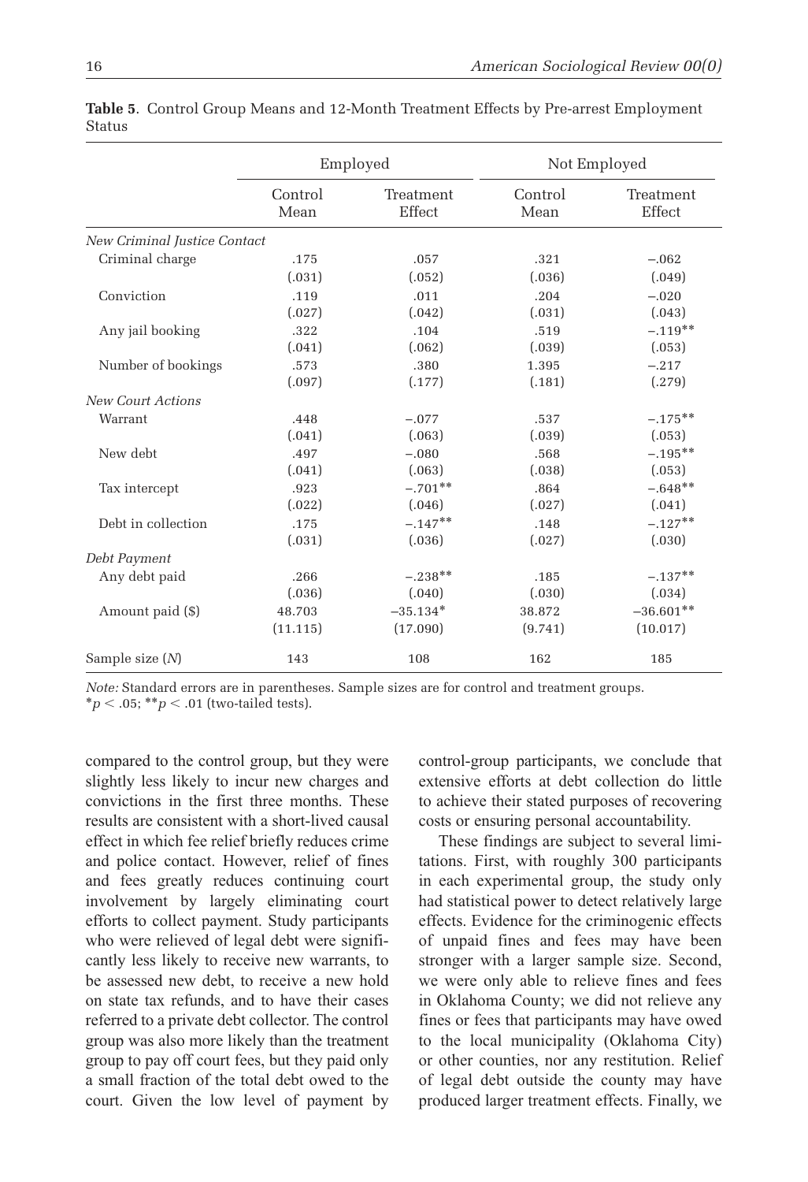**Table 5**. Control Group Means and 12-Month Treatment Effects by Pre-arrest Employment Status

| | Employed | | Not Employed | |
|---|---|---|---|---|
| | Control Mean | Treatment Effect | Control Mean | Treatment Effect |
| *New Criminal Justice Contact* | | | | |
| Criminal charge | .175 | .057 | .321 | −.062 |
| | (.031) | (.052) | (.036) | (.049) |
| Conviction | .119 | .011 | .204 | −.020 |
| | (.027) | (.042) | (.031) | (.043) |
| Any jail booking | .322 | .104 | .519 | −.119** |
| | (.041) | (.062) | (.039) | (.053) |
| Number of bookings | .573 | .380 | 1.395 | −.217 |
| | (.097) | (.177) | (.181) | (.279) |
| *New Court Actions* | | | | |
| Warrant | .448 | −.077 | .537 | −.175** |
| | (.041) | (.063) | (.039) | (.053) |
| New debt | .497 | −.080 | .568 | −.195** |
| | (.041) | (.063) | (.038) | (.053) |
| Tax intercept | .923 | −.701** | .864 | −.648** |
| | (.022) | (.046) | (.027) | (.041) |
| Debt in collection | .175 | −.147** | .148 | −.127** |
| | (.031) | (.036) | (.027) | (.030) |
| *Debt Payment* | | | | |
| Any debt paid | .266 | −.238** | .185 | −.137** |
| | (.036) | (.040) | (.030) | (.034) |
| Amount paid ($) | 48.703 | −35.134* | 38.872 | −36.601** |
| | (11.115) | (17.090) | (9.741) | (10.017) |
| Sample size (*N*) | 143 | 108 | 162 | 185 |

*Note:* Standard errors are in parentheses. Sample sizes are for control and treatment groups.
*$p < .05$; **$p < .01$ (two-tailed tests).

compared to the control group, but they were slightly less likely to incur new charges and convictions in the first three months. These results are consistent with a short-lived causal effect in which fee relief briefly reduces crime and police contact. However, relief of fines and fees greatly reduces continuing court involvement by largely eliminating court efforts to collect payment. Study participants who were relieved of legal debt were significantly less likely to receive new warrants, to be assessed new debt, to receive a new hold on state tax refunds, and to have their cases referred to a private debt collector. The control group was also more likely than the treatment group to pay off court fees, but they paid only a small fraction of the total debt owed to the court. Given the low level of payment by control-group participants, we conclude that extensive efforts at debt collection do little to achieve their stated purposes of recovering costs or ensuring personal accountability.

These findings are subject to several limitations. First, with roughly 300 participants in each experimental group, the study only had statistical power to detect relatively large effects. Evidence for the criminogenic effects of unpaid fines and fees may have been stronger with a larger sample size. Second, we were only able to relieve fines and fees in Oklahoma County; we did not relieve any fines or fees that participants may have owed to the local municipality (Oklahoma City) or other counties, nor any restitution. Relief of legal debt outside the county may have produced larger treatment effects. Finally, we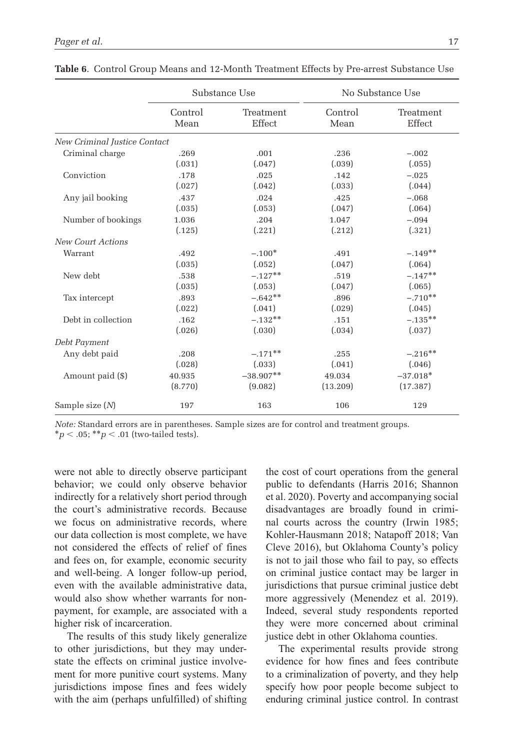**Table 6**. Control Group Means and 12-Month Treatment Effects by Pre-arrest Substance Use

| | Substance Use | | No Substance Use | |
|---|---|---|---|---|
| | Control Mean | Treatment Effect | Control Mean | Treatment Effect |
| *New Criminal Justice Contact* | | | | |
| Criminal charge | .269 | .001 | .236 | −.002 |
| | (.031) | (.047) | (.039) | (.055) |
| Conviction | .178 | .025 | .142 | −.025 |
| | (.027) | (.042) | (.033) | (.044) |
| Any jail booking | .437 | .024 | .425 | −.068 |
| | (.035) | (.053) | (.047) | (.064) |
| Number of bookings | 1.036 | .204 | 1.047 | −.094 |
| | (.125) | (.221) | (.212) | (.321) |
| *New Court Actions* | | | | |
| Warrant | .492 | −.100* | .491 | −.149** |
| | (.035) | (.052) | (.047) | (.064) |
| New debt | .538 | −.127** | .519 | −.147** |
| | (.035) | (.053) | (.047) | (.065) |
| Tax intercept | .893 | −.642** | .896 | −.710** |
| | (.022) | (.041) | (.029) | (.045) |
| Debt in collection | .162 | −.132** | .151 | −.135** |
| | (.026) | (.030) | (.034) | (.037) |
| *Debt Payment* | | | | |
| Any debt paid | .208 | −.171** | .255 | −.216** |
| | (.028) | (.033) | (.041) | (.046) |
| Amount paid ($) | 40.935 | −38.907** | 49.034 | −37.018* |
| | (8.770) | (9.082) | (13.209) | (17.387) |
| Sample size (*N*) | 197 | 163 | 106 | 129 |

*Note:* Standard errors are in parentheses. Sample sizes are for control and treatment groups.
$*p < .05$; $**p < .01$ (two-tailed tests).

were not able to directly observe participant behavior; we could only observe behavior indirectly for a relatively short period through the court's administrative records. Because we focus on administrative records, where our data collection is most complete, we have not considered the effects of relief of fines and fees on, for example, economic security and well-being. A longer follow-up period, even with the available administrative data, would also show whether warrants for nonpayment, for example, are associated with a higher risk of incarceration.

The results of this study likely generalize to other jurisdictions, but they may understate the effects on criminal justice involvement for more punitive court systems. Many jurisdictions impose fines and fees widely with the aim (perhaps unfulfilled) of shifting the cost of court operations from the general public to defendants (Harris 2016; Shannon et al. 2020). Poverty and accompanying social disadvantages are broadly found in criminal courts across the country (Irwin 1985; Kohler-Hausmann 2018; Natapoff 2018; Van Cleve 2016), but Oklahoma County's policy is not to jail those who fail to pay, so effects on criminal justice contact may be larger in jurisdictions that pursue criminal justice debt more aggressively (Menendez et al. 2019). Indeed, several study respondents reported they were more concerned about criminal justice debt in other Oklahoma counties.

The experimental results provide strong evidence for how fines and fees contribute to a criminalization of poverty, and they help specify how poor people become subject to enduring criminal justice control. In contrast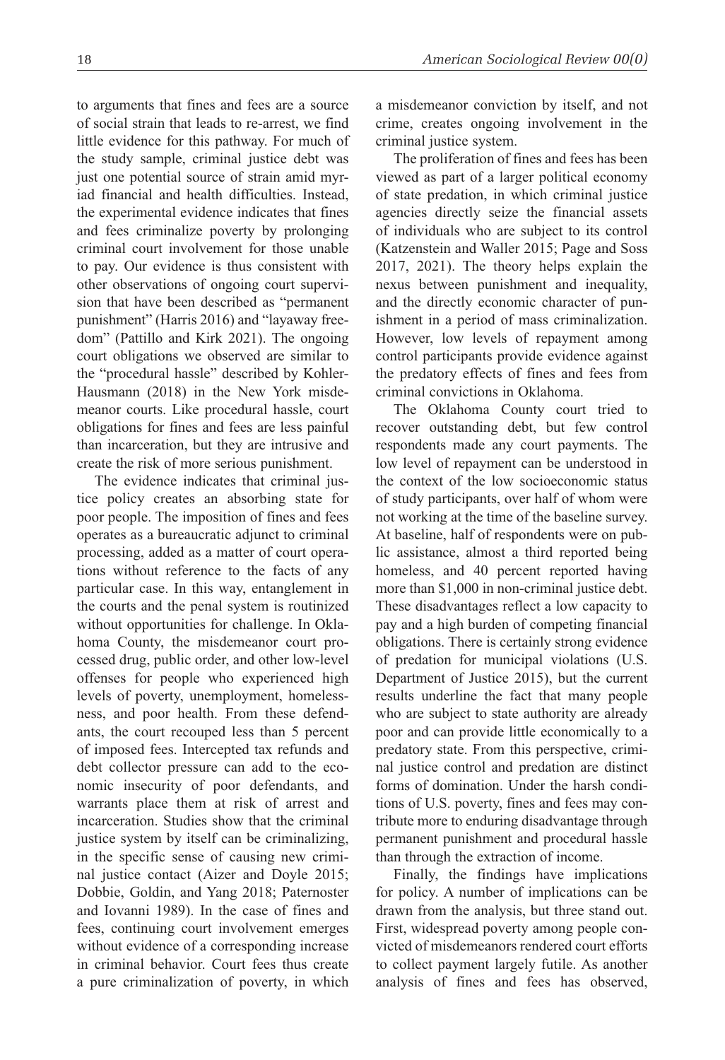to arguments that fines and fees are a source of social strain that leads to re-arrest, we find little evidence for this pathway. For much of the study sample, criminal justice debt was just one potential source of strain amid myriad financial and health difficulties. Instead, the experimental evidence indicates that fines and fees criminalize poverty by prolonging criminal court involvement for those unable to pay. Our evidence is thus consistent with other observations of ongoing court supervision that have been described as "permanent punishment" (Harris 2016) and "layaway freedom" (Pattillo and Kirk 2021). The ongoing court obligations we observed are similar to the "procedural hassle" described by Kohler-Hausmann (2018) in the New York misdemeanor courts. Like procedural hassle, court obligations for fines and fees are less painful than incarceration, but they are intrusive and create the risk of more serious punishment.

The evidence indicates that criminal justice policy creates an absorbing state for poor people. The imposition of fines and fees operates as a bureaucratic adjunct to criminal processing, added as a matter of court operations without reference to the facts of any particular case. In this way, entanglement in the courts and the penal system is routinized without opportunities for challenge. In Oklahoma County, the misdemeanor court processed drug, public order, and other low-level offenses for people who experienced high levels of poverty, unemployment, homelessness, and poor health. From these defendants, the court recouped less than 5 percent of imposed fees. Intercepted tax refunds and debt collector pressure can add to the economic insecurity of poor defendants, and warrants place them at risk of arrest and incarceration. Studies show that the criminal justice system by itself can be criminalizing, in the specific sense of causing new criminal justice contact (Aizer and Doyle 2015; Dobbie, Goldin, and Yang 2018; Paternoster and Iovanni 1989). In the case of fines and fees, continuing court involvement emerges without evidence of a corresponding increase in criminal behavior. Court fees thus create a pure criminalization of poverty, in which a misdemeanor conviction by itself, and not crime, creates ongoing involvement in the criminal justice system.

The proliferation of fines and fees has been viewed as part of a larger political economy of state predation, in which criminal justice agencies directly seize the financial assets of individuals who are subject to its control (Katzenstein and Waller 2015; Page and Soss 2017, 2021). The theory helps explain the nexus between punishment and inequality, and the directly economic character of punishment in a period of mass criminalization. However, low levels of repayment among control participants provide evidence against the predatory effects of fines and fees from criminal convictions in Oklahoma.

The Oklahoma County court tried to recover outstanding debt, but few control respondents made any court payments. The low level of repayment can be understood in the context of the low socioeconomic status of study participants, over half of whom were not working at the time of the baseline survey. At baseline, half of respondents were on public assistance, almost a third reported being homeless, and 40 percent reported having more than $1,000 in non-criminal justice debt. These disadvantages reflect a low capacity to pay and a high burden of competing financial obligations. There is certainly strong evidence of predation for municipal violations (U.S. Department of Justice 2015), but the current results underline the fact that many people who are subject to state authority are already poor and can provide little economically to a predatory state. From this perspective, criminal justice control and predation are distinct forms of domination. Under the harsh conditions of U.S. poverty, fines and fees may contribute more to enduring disadvantage through permanent punishment and procedural hassle than through the extraction of income.

Finally, the findings have implications for policy. A number of implications can be drawn from the analysis, but three stand out. First, widespread poverty among people convicted of misdemeanors rendered court efforts to collect payment largely futile. As another analysis of fines and fees has observed,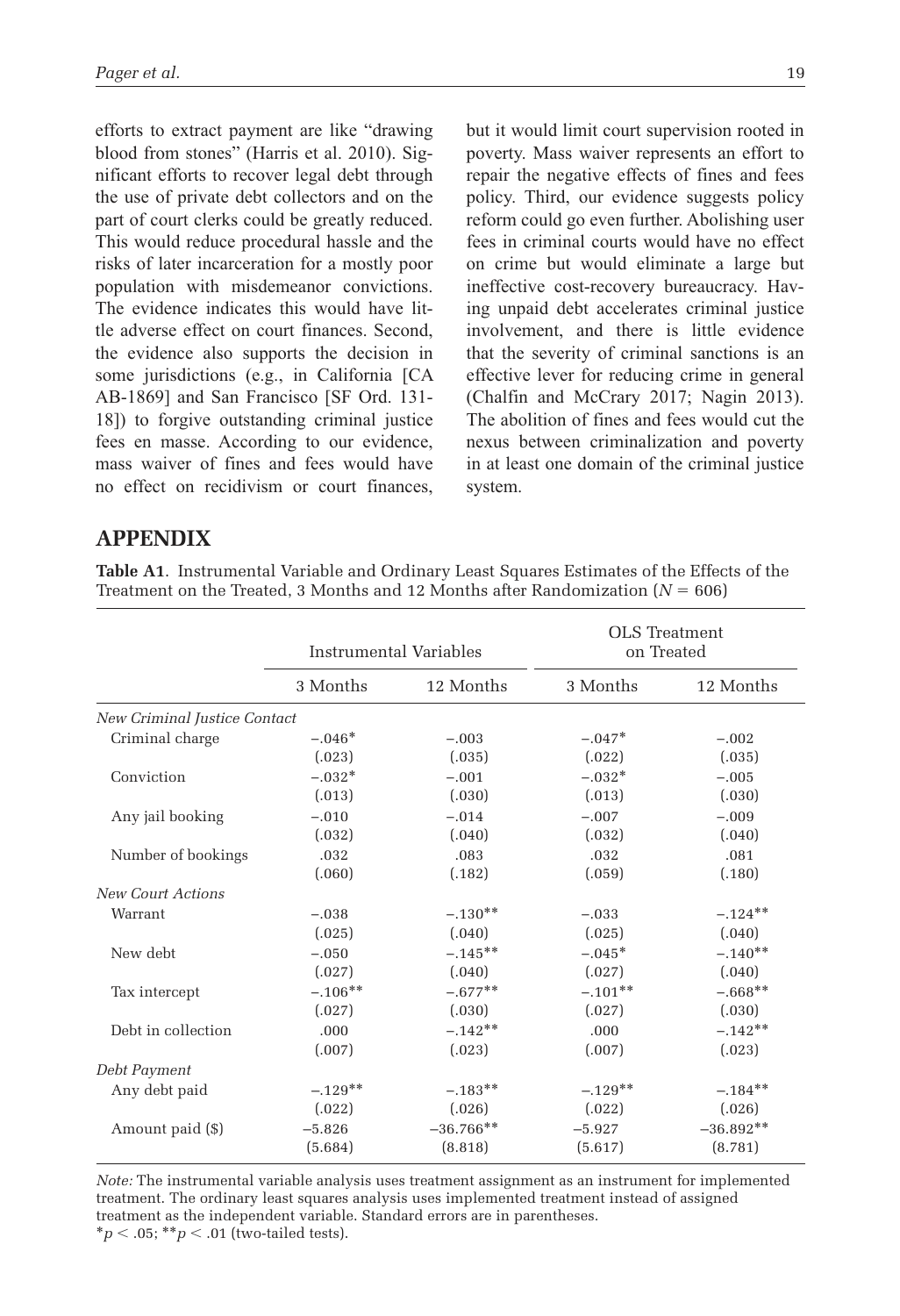efforts to extract payment are like "drawing blood from stones" (Harris et al. 2010). Significant efforts to recover legal debt through the use of private debt collectors and on the part of court clerks could be greatly reduced. This would reduce procedural hassle and the risks of later incarceration for a mostly poor population with misdemeanor convictions. The evidence indicates this would have little adverse effect on court finances. Second, the evidence also supports the decision in some jurisdictions (e.g., in California [CA AB-1869] and San Francisco [SF Ord. 131-18]) to forgive outstanding criminal justice fees en masse. According to our evidence, mass waiver of fines and fees would have no effect on recidivism or court finances, but it would limit court supervision rooted in poverty. Mass waiver represents an effort to repair the negative effects of fines and fees policy. Third, our evidence suggests policy reform could go even further. Abolishing user fees in criminal courts would have no effect on crime but would eliminate a large but ineffective cost-recovery bureaucracy. Having unpaid debt accelerates criminal justice involvement, and there is little evidence that the severity of criminal sanctions is an effective lever for reducing crime in general (Chalfin and McCrary 2017; Nagin 2013). The abolition of fines and fees would cut the nexus between criminalization and poverty in at least one domain of the criminal justice system.

## APPENDIX

**Table A1**. Instrumental Variable and Ordinary Least Squares Estimates of the Effects of the Treatment on the Treated, 3 Months and 12 Months after Randomization ($N = 606$)

| | Instrumental Variables | | OLS Treatment on Treated | |
|---|---|---|---|---|
| | 3 Months | 12 Months | 3 Months | 12 Months |
| *New Criminal Justice Contact* | | | | |
| Criminal charge | −.046* | −.003 | −.047* | −.002 |
| | (.023) | (.035) | (.022) | (.035) |
| Conviction | −.032* | −.001 | −.032* | −.005 |
| | (.013) | (.030) | (.013) | (.030) |
| Any jail booking | −.010 | −.014 | −.007 | −.009 |
| | (.032) | (.040) | (.032) | (.040) |
| Number of bookings | .032 | .083 | .032 | .081 |
| | (.060) | (.182) | (.059) | (.180) |
| *New Court Actions* | | | | |
| Warrant | −.038 | −.130** | −.033 | −.124** |
| | (.025) | (.040) | (.025) | (.040) |
| New debt | −.050 | −.145** | −.045* | −.140** |
| | (.027) | (.040) | (.027) | (.040) |
| Tax intercept | −.106** | −.677** | −.101** | −.668** |
| | (.027) | (.030) | (.027) | (.030) |
| Debt in collection | .000 | −.142** | .000 | −.142** |
| | (.007) | (.023) | (.007) | (.023) |
| *Debt Payment* | | | | |
| Any debt paid | −.129** | −.183** | −.129** | −.184** |
| | (.022) | (.026) | (.022) | (.026) |
| Amount paid ($) | −5.826 | −36.766** | −5.927 | −36.892** |
| | (5.684) | (8.818) | (5.617) | (8.781) |

*Note:* The instrumental variable analysis uses treatment assignment as an instrument for implemented treatment. The ordinary least squares analysis uses implemented treatment instead of assigned treatment as the independent variable. Standard errors are in parentheses.
*$p < .05$; **$p < .01$ (two-tailed tests).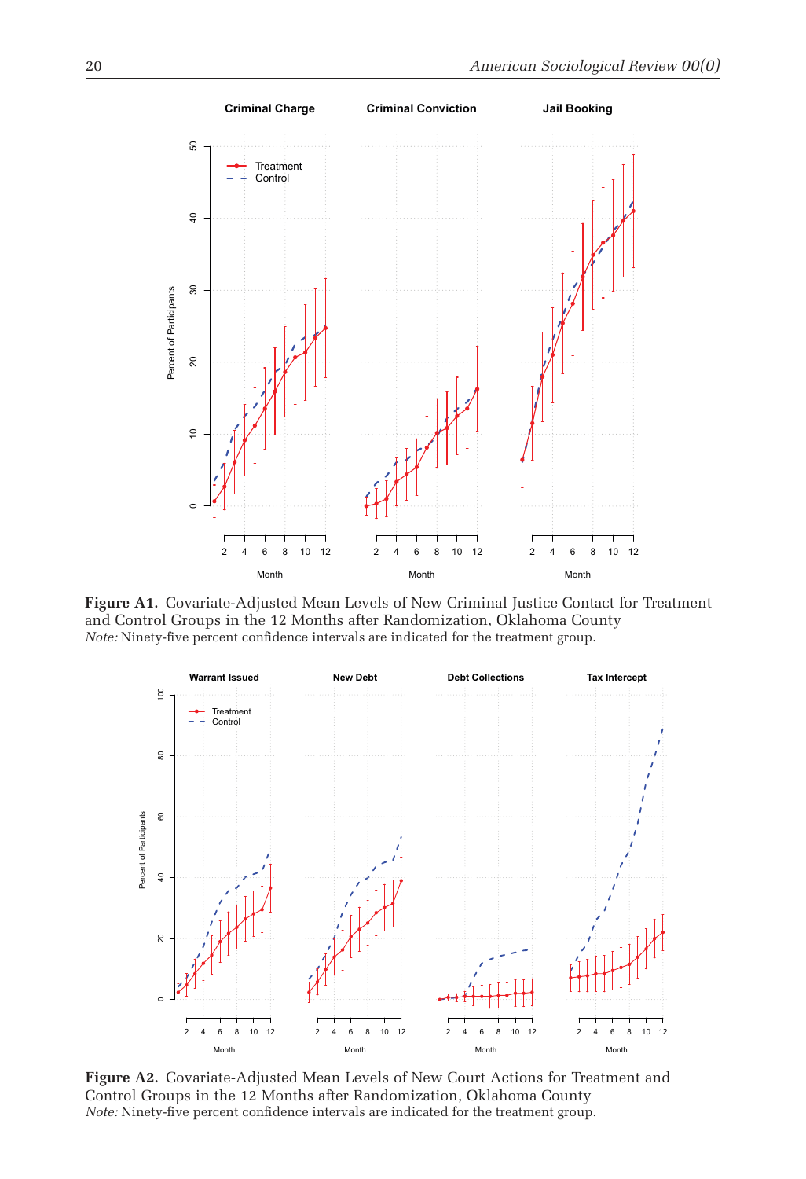**Figure A1.** Covariate-Adjusted Mean Levels of New Criminal Justice Contact for Treatment and Control Groups in the 12 Months after Randomization, Oklahoma County
*Note:* Ninety-five percent confidence intervals are indicated for the treatment group.

**Figure A2.** Covariate-Adjusted Mean Levels of New Court Actions for Treatment and Control Groups in the 12 Months after Randomization, Oklahoma County
*Note:* Ninety-five percent confidence intervals are indicated for the treatment group.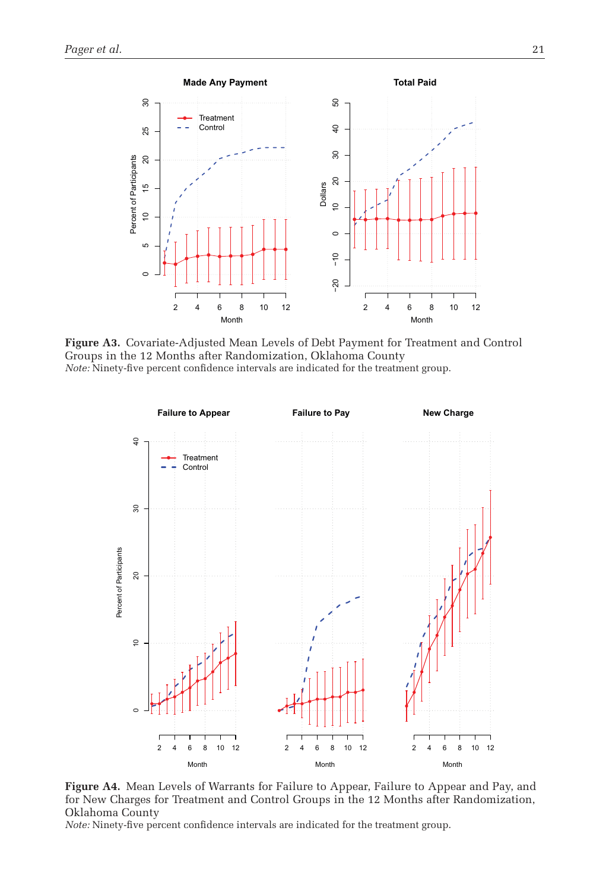**Figure A3.** Covariate-Adjusted Mean Levels of Debt Payment for Treatment and Control Groups in the 12 Months after Randomization, Oklahoma County

*Note:* Ninety-five percent confidence intervals are indicated for the treatment group.

**Figure A4.** Mean Levels of Warrants for Failure to Appear, Failure to Appear and Pay, and for New Charges for Treatment and Control Groups in the 12 Months after Randomization, Oklahoma County

*Note:* Ninety-five percent confidence intervals are indicated for the treatment group.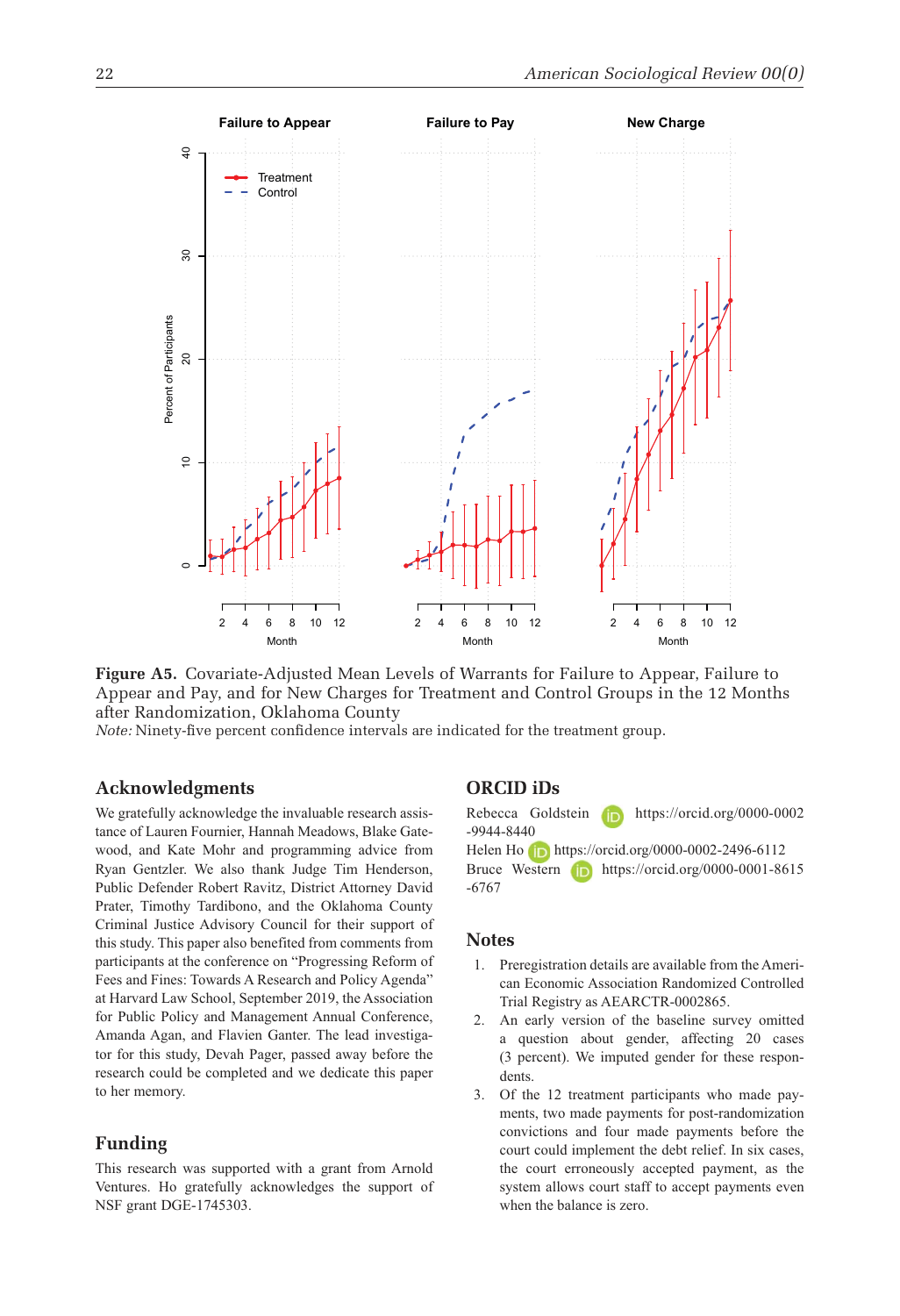**Figure A5.** Covariate-Adjusted Mean Levels of Warrants for Failure to Appear, Failure to Appear and Pay, and for New Charges for Treatment and Control Groups in the 12 Months after Randomization, Oklahoma County

*Note:* Ninety-five percent confidence intervals are indicated for the treatment group.

## Acknowledgments

We gratefully acknowledge the invaluable research assistance of Lauren Fournier, Hannah Meadows, Blake Gatewood, and Kate Mohr and programming advice from Ryan Gentzler. We also thank Judge Tim Henderson, Public Defender Robert Ravitz, District Attorney David Prater, Timothy Tardibono, and the Oklahoma County Criminal Justice Advisory Council for their support of this study. This paper also benefited from comments from participants at the conference on "Progressing Reform of Fees and Fines: Towards A Research and Policy Agenda" at Harvard Law School, September 2019, the Association for Public Policy and Management Annual Conference, Amanda Agan, and Flavien Ganter. The lead investigator for this study, Devah Pager, passed away before the research could be completed and we dedicate this paper to her memory.

## Funding

This research was supported with a grant from Arnold Ventures. Ho gratefully acknowledges the support of NSF grant DGE-1745303.

## ORCID iDs

Rebecca Goldstein https://orcid.org/0000-0002-9944-8440
Helen Ho https://orcid.org/0000-0002-2496-6112
Bruce Western https://orcid.org/0000-0001-8615-6767

## Notes

1. Preregistration details are available from the American Economic Association Randomized Controlled Trial Registry as AEARCTR-0002865.
2. An early version of the baseline survey omitted a question about gender, affecting 20 cases (3 percent). We imputed gender for these respondents.
3. Of the 12 treatment participants who made payments, two made payments for post-randomization convictions and four made payments before the court could implement the debt relief. In six cases, the court erroneously accepted payment, as the system allows court staff to accept payments even when the balance is zero.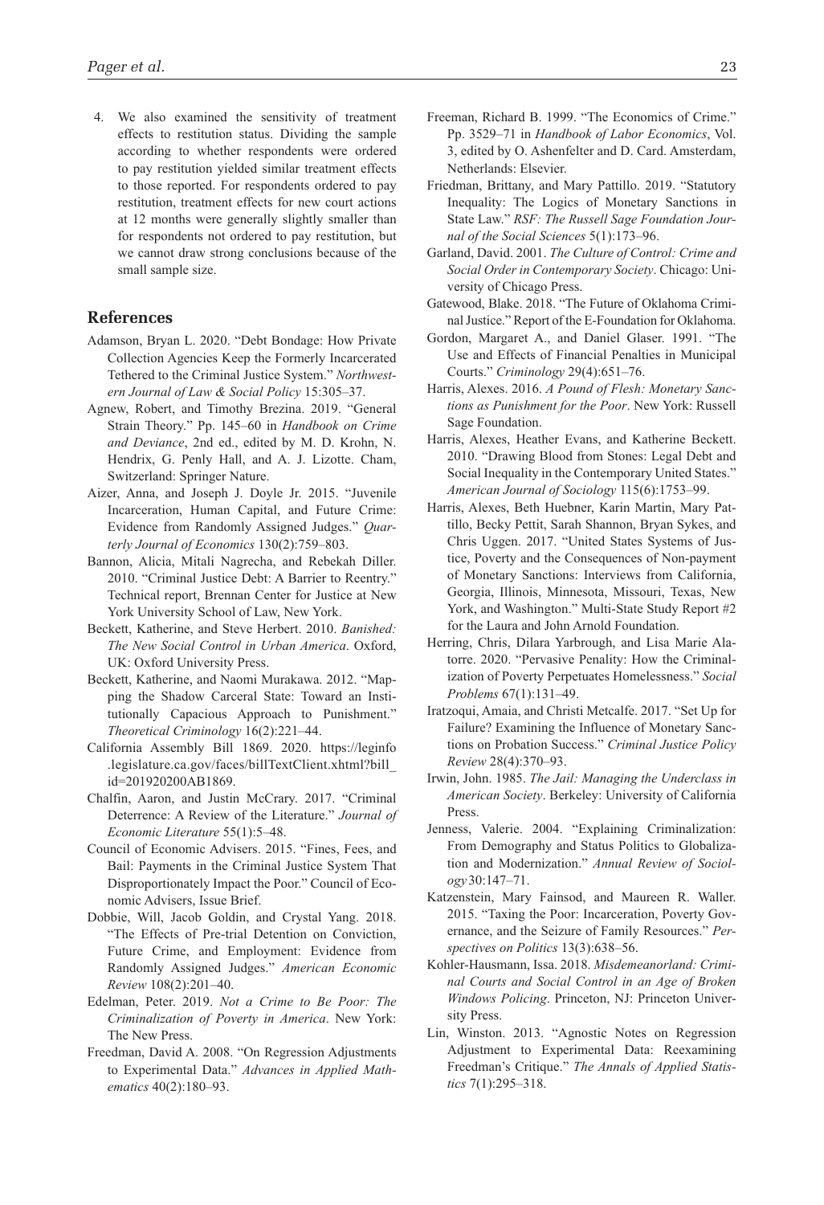4. We also examined the sensitivity of treatment effects to restitution status. Dividing the sample according to whether respondents were ordered to pay restitution yielded similar treatment effects to those reported. For respondents ordered to pay restitution, treatment effects for new court actions at 12 months were generally slightly smaller than for respondents not ordered to pay restitution, but we cannot draw strong conclusions because of the small sample size.

## References

Adamson, Bryan L. 2020. "Debt Bondage: How Private Collection Agencies Keep the Formerly Incarcerated Tethered to the Criminal Justice System." *Northwestern Journal of Law & Social Policy* 15:305–37.

Agnew, Robert, and Timothy Brezina. 2019. "General Strain Theory." Pp. 145–60 in *Handbook on Crime and Deviance*, 2nd ed., edited by M. D. Krohn, N. Hendrix, G. Penly Hall, and A. J. Lizotte. Cham, Switzerland: Springer Nature.

Aizer, Anna, and Joseph J. Doyle Jr. 2015. "Juvenile Incarceration, Human Capital, and Future Crime: Evidence from Randomly Assigned Judges." *Quarterly Journal of Economics* 130(2):759–803.

Bannon, Alicia, Mitali Nagrecha, and Rebekah Diller. 2010. "Criminal Justice Debt: A Barrier to Reentry." Technical report, Brennan Center for Justice at New York University School of Law, New York.

Beckett, Katherine, and Steve Herbert. 2010. *Banished: The New Social Control in Urban America*. Oxford, UK: Oxford University Press.

Beckett, Katherine, and Naomi Murakawa. 2012. "Mapping the Shadow Carceral State: Toward an Institutionally Capacious Approach to Punishment." *Theoretical Criminology* 16(2):221–44.

California Assembly Bill 1869. 2020. https://leginfo.legislature.ca.gov/faces/billTextClient.xhtml?bill_id=201920200AB1869.

Chalfin, Aaron, and Justin McCrary. 2017. "Criminal Deterrence: A Review of the Literature." *Journal of Economic Literature* 55(1):5–48.

Council of Economic Advisers. 2015. "Fines, Fees, and Bail: Payments in the Criminal Justice System That Disproportionately Impact the Poor." Council of Economic Advisers, Issue Brief.

Dobbie, Will, Jacob Goldin, and Crystal Yang. 2018. "The Effects of Pre-trial Detention on Conviction, Future Crime, and Employment: Evidence from Randomly Assigned Judges." *American Economic Review* 108(2):201–40.

Edelman, Peter. 2019. *Not a Crime to Be Poor: The Criminalization of Poverty in America*. New York: The New Press.

Freedman, David A. 2008. "On Regression Adjustments to Experimental Data." *Advances in Applied Mathematics* 40(2):180–93.

Freeman, Richard B. 1999. "The Economics of Crime." Pp. 3529–71 in *Handbook of Labor Economics*, Vol. 3, edited by O. Ashenfelter and D. Card. Amsterdam, Netherlands: Elsevier.

Friedman, Brittany, and Mary Pattillo. 2019. "Statutory Inequality: The Logics of Monetary Sanctions in State Law." *RSF: The Russell Sage Foundation Journal of the Social Sciences* 5(1):173–96.

Garland, David. 2001. *The Culture of Control: Crime and Social Order in Contemporary Society*. Chicago: University of Chicago Press.

Gatewood, Blake. 2018. "The Future of Oklahoma Criminal Justice." Report of the E-Foundation for Oklahoma.

Gordon, Margaret A., and Daniel Glaser. 1991. "The Use and Effects of Financial Penalties in Municipal Courts." *Criminology* 29(4):651–76.

Harris, Alexes. 2016. *A Pound of Flesh: Monetary Sanctions as Punishment for the Poor*. New York: Russell Sage Foundation.

Harris, Alexes, Heather Evans, and Katherine Beckett. 2010. "Drawing Blood from Stones: Legal Debt and Social Inequality in the Contemporary United States." *American Journal of Sociology* 115(6):1753–99.

Harris, Alexes, Beth Huebner, Karin Martin, Mary Pattillo, Becky Pettit, Sarah Shannon, Bryan Sykes, and Chris Uggen. 2017. "United States Systems of Justice, Poverty and the Consequences of Non-payment of Monetary Sanctions: Interviews from California, Georgia, Illinois, Minnesota, Missouri, Texas, New York, and Washington." Multi-State Study Report #2 for the Laura and John Arnold Foundation.

Herring, Chris, Dilara Yarbrough, and Lisa Marie Alatorre. 2020. "Pervasive Penality: How the Criminalization of Poverty Perpetuates Homelessness." *Social Problems* 67(1):131–49.

Iratzoqui, Amaia, and Christi Metcalfe. 2017. "Set Up for Failure? Examining the Influence of Monetary Sanctions on Probation Success." *Criminal Justice Policy Review* 28(4):370–93.

Irwin, John. 1985. *The Jail: Managing the Underclass in American Society*. Berkeley: University of California Press.

Jenness, Valerie. 2004. "Explaining Criminalization: From Demography and Status Politics to Globalization and Modernization." *Annual Review of Sociology* 30:147–71.

Katzenstein, Mary Fainsod, and Maureen R. Waller. 2015. "Taxing the Poor: Incarceration, Poverty Governance, and the Seizure of Family Resources." *Perspectives on Politics* 13(3):638–56.

Kohler-Hausmann, Issa. 2018. *Misdemeanorland: Criminal Courts and Social Control in an Age of Broken Windows Policing*. Princeton, NJ: Princeton University Press.

Lin, Winston. 2013. "Agnostic Notes on Regression Adjustment to Experimental Data: Reexamining Freedman's Critique." *The Annals of Applied Statistics* 7(1):295–318.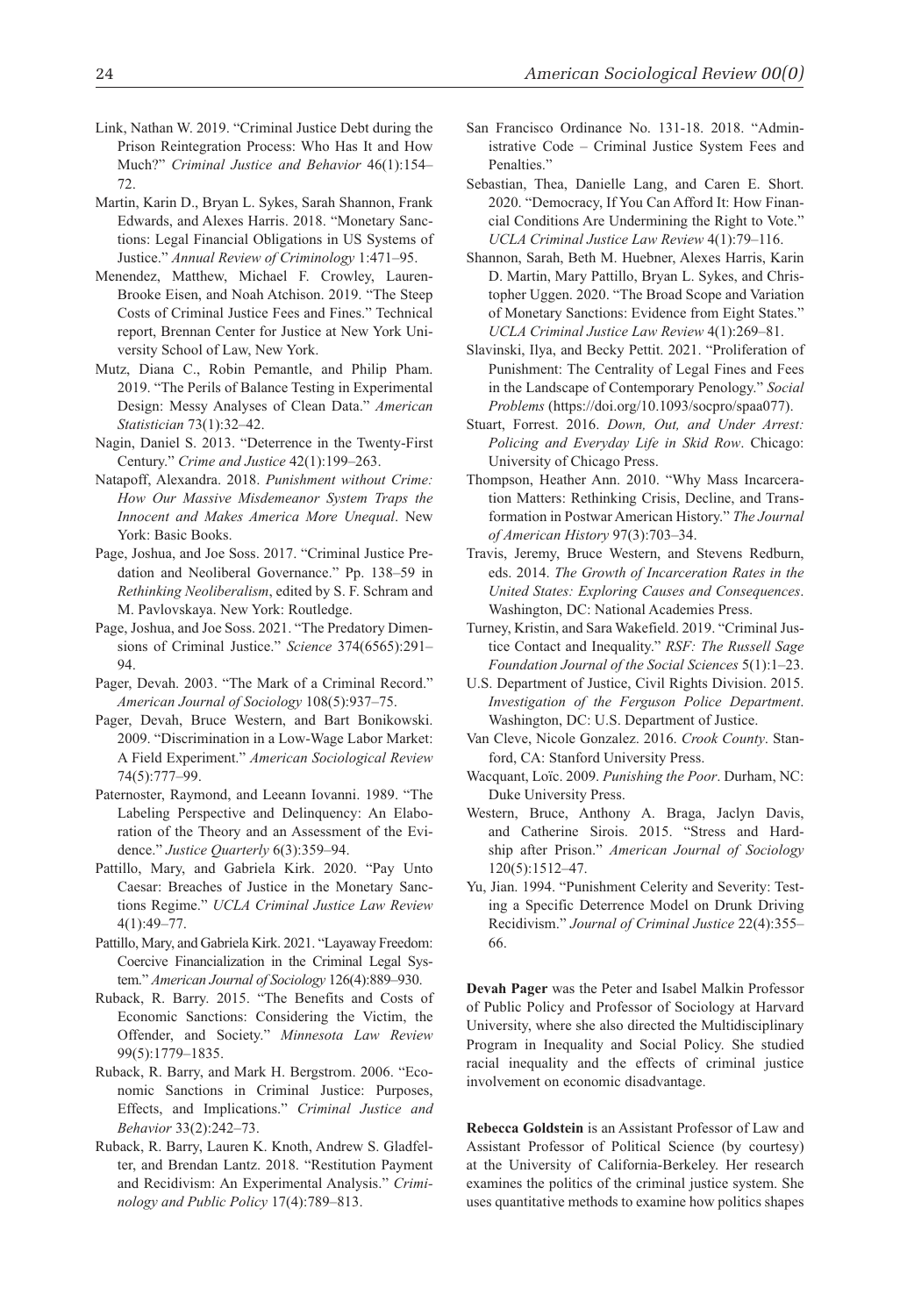Link, Nathan W. 2019. "Criminal Justice Debt during the Prison Reintegration Process: Who Has It and How Much?" *Criminal Justice and Behavior* 46(1):154–72.

Martin, Karin D., Bryan L. Sykes, Sarah Shannon, Frank Edwards, and Alexes Harris. 2018. "Monetary Sanctions: Legal Financial Obligations in US Systems of Justice." *Annual Review of Criminology* 1:471–95.

Menendez, Matthew, Michael F. Crowley, Lauren-Brooke Eisen, and Noah Atchison. 2019. "The Steep Costs of Criminal Justice Fees and Fines." Technical report, Brennan Center for Justice at New York University School of Law, New York.

Mutz, Diana C., Robin Pemantle, and Philip Pham. 2019. "The Perils of Balance Testing in Experimental Design: Messy Analyses of Clean Data." *American Statistician* 73(1):32–42.

Nagin, Daniel S. 2013. "Deterrence in the Twenty-First Century." *Crime and Justice* 42(1):199–263.

Natapoff, Alexandra. 2018. *Punishment without Crime: How Our Massive Misdemeanor System Traps the Innocent and Makes America More Unequal*. New York: Basic Books.

Page, Joshua, and Joe Soss. 2017. "Criminal Justice Predation and Neoliberal Governance." Pp. 138–59 in *Rethinking Neoliberalism*, edited by S. F. Schram and M. Pavlovskaya. New York: Routledge.

Page, Joshua, and Joe Soss. 2021. "The Predatory Dimensions of Criminal Justice." *Science* 374(6565):291–94.

Pager, Devah. 2003. "The Mark of a Criminal Record." *American Journal of Sociology* 108(5):937–75.

Pager, Devah, Bruce Western, and Bart Bonikowski. 2009. "Discrimination in a Low-Wage Labor Market: A Field Experiment." *American Sociological Review* 74(5):777–99.

Paternoster, Raymond, and Leeann Iovanni. 1989. "The Labeling Perspective and Delinquency: An Elaboration of the Theory and an Assessment of the Evidence." *Justice Quarterly* 6(3):359–94.

Pattillo, Mary, and Gabriela Kirk. 2020. "Pay Unto Caesar: Breaches of Justice in the Monetary Sanctions Regime." *UCLA Criminal Justice Law Review* 4(1):49–77.

Pattillo, Mary, and Gabriela Kirk. 2021. "Layaway Freedom: Coercive Financialization in the Criminal Legal System." *American Journal of Sociology* 126(4):889–930.

Ruback, R. Barry. 2015. "The Benefits and Costs of Economic Sanctions: Considering the Victim, the Offender, and Society." *Minnesota Law Review* 99(5):1779–1835.

Ruback, R. Barry, and Mark H. Bergstrom. 2006. "Economic Sanctions in Criminal Justice: Purposes, Effects, and Implications." *Criminal Justice and Behavior* 33(2):242–73.

Ruback, R. Barry, Lauren K. Knoth, Andrew S. Gladfelter, and Brendan Lantz. 2018. "Restitution Payment and Recidivism: An Experimental Analysis." *Criminology and Public Policy* 17(4):789–813.

San Francisco Ordinance No. 131-18. 2018. "Administrative Code – Criminal Justice System Fees and Penalties."

Sebastian, Thea, Danielle Lang, and Caren E. Short. 2020. "Democracy, If You Can Afford It: How Financial Conditions Are Undermining the Right to Vote." *UCLA Criminal Justice Law Review* 4(1):79–116.

Shannon, Sarah, Beth M. Huebner, Alexes Harris, Karin D. Martin, Mary Pattillo, Bryan L. Sykes, and Christopher Uggen. 2020. "The Broad Scope and Variation of Monetary Sanctions: Evidence from Eight States." *UCLA Criminal Justice Law Review* 4(1):269–81.

Slavinski, Ilya, and Becky Pettit. 2021. "Proliferation of Punishment: The Centrality of Legal Fines and Fees in the Landscape of Contemporary Penology." *Social Problems* (https://doi.org/10.1093/socpro/spaa077).

Stuart, Forrest. 2016. *Down, Out, and Under Arrest: Policing and Everyday Life in Skid Row*. Chicago: University of Chicago Press.

Thompson, Heather Ann. 2010. "Why Mass Incarceration Matters: Rethinking Crisis, Decline, and Transformation in Postwar American History." *The Journal of American History* 97(3):703–34.

Travis, Jeremy, Bruce Western, and Stevens Redburn, eds. 2014. *The Growth of Incarceration Rates in the United States: Exploring Causes and Consequences*. Washington, DC: National Academies Press.

Turney, Kristin, and Sara Wakefield. 2019. "Criminal Justice Contact and Inequality." *RSF: The Russell Sage Foundation Journal of the Social Sciences* 5(1):1–23.

U.S. Department of Justice, Civil Rights Division. 2015. *Investigation of the Ferguson Police Department*. Washington, DC: U.S. Department of Justice.

Van Cleve, Nicole Gonzalez. 2016. *Crook County*. Stanford, CA: Stanford University Press.

Wacquant, Loïc. 2009. *Punishing the Poor*. Durham, NC: Duke University Press.

Western, Bruce, Anthony A. Braga, Jaclyn Davis, and Catherine Sirois. 2015. "Stress and Hardship after Prison." *American Journal of Sociology* 120(5):1512–47.

Yu, Jian. 1994. "Punishment Celerity and Severity: Testing a Specific Deterrence Model on Drunk Driving Recidivism." *Journal of Criminal Justice* 22(4):355–66.

**Devah Pager** was the Peter and Isabel Malkin Professor of Public Policy and Professor of Sociology at Harvard University, where she also directed the Multidisciplinary Program in Inequality and Social Policy. She studied racial inequality and the effects of criminal justice involvement on economic disadvantage.

**Rebecca Goldstein** is an Assistant Professor of Law and Assistant Professor of Political Science (by courtesy) at the University of California-Berkeley. Her research examines the politics of the criminal justice system. She uses quantitative methods to examine how politics shapes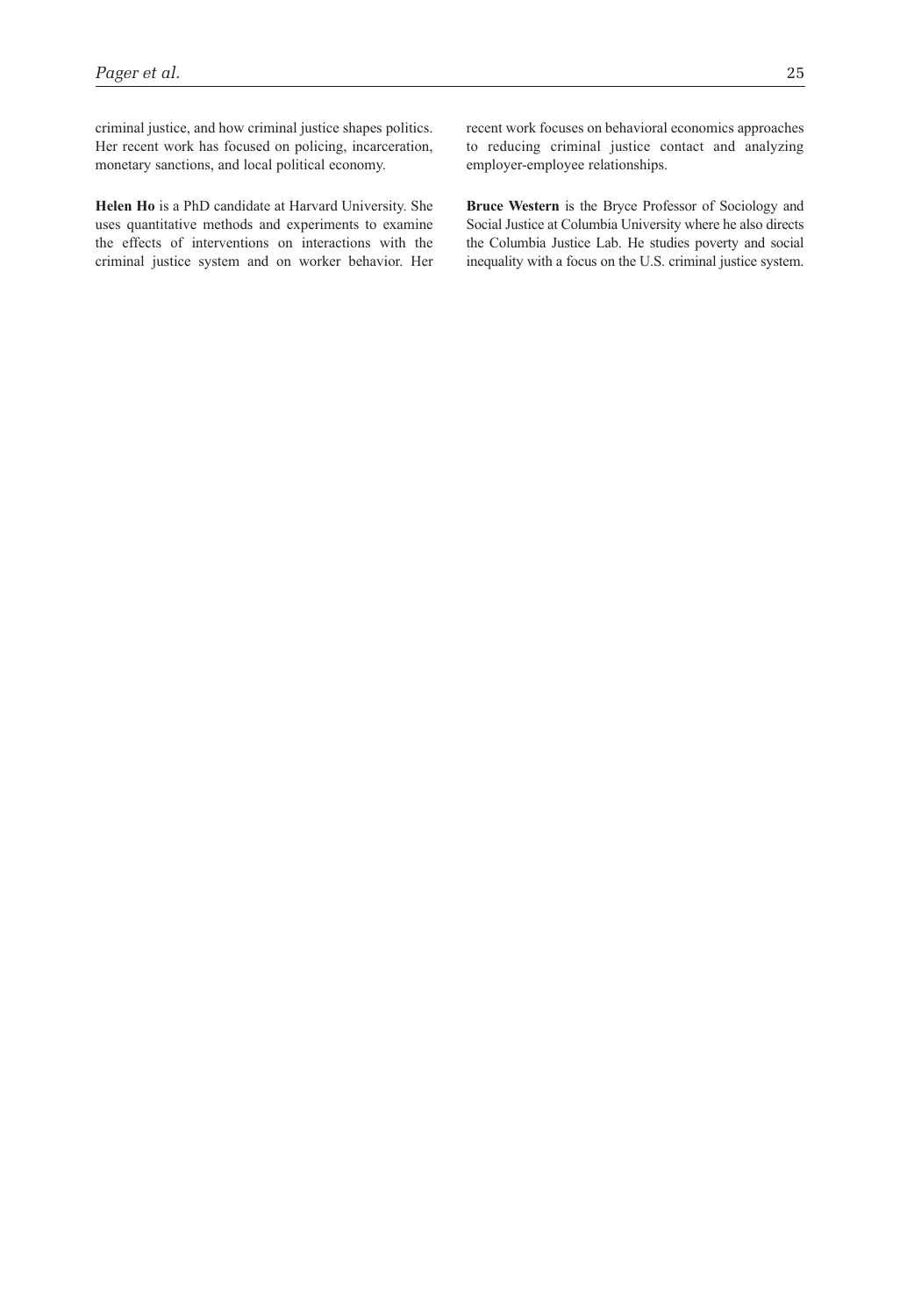criminal justice, and how criminal justice shapes politics. Her recent work has focused on policing, incarceration, monetary sanctions, and local political economy.

**Helen Ho** is a PhD candidate at Harvard University. She uses quantitative methods and experiments to examine the effects of interventions on interactions with the criminal justice system and on worker behavior. Her recent work focuses on behavioral economics approaches to reducing criminal justice contact and analyzing employer-employee relationships.

**Bruce Western** is the Bryce Professor of Sociology and Social Justice at Columbia University where he also directs the Columbia Justice Lab. He studies poverty and social inequality with a focus on the U.S. criminal justice system.